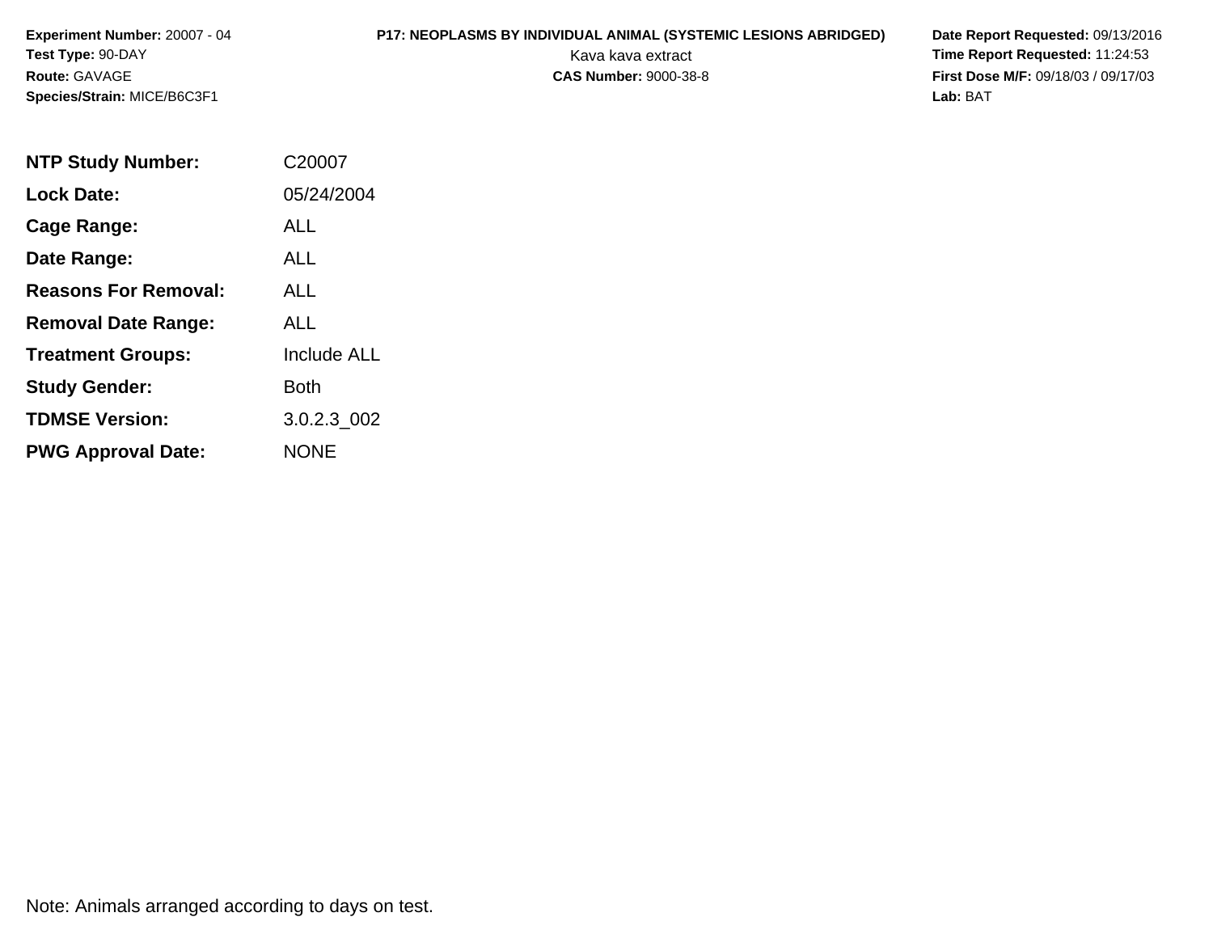Experiment Number: 20007 - 04
Test Type: 90-DAY
Route: GAVAGE
Species/Strain: MICE/B6C3F1

**P17: NEOPLASMS BY INDIVIDUAL ANIMAL (SYSTEMIC LESIONS ABRIDGED)**
Kava kava extract
**CAS Number:** 9000-38-8

**Date Report Requested:** 09/13/2016
**Time Report Requested:** 11:24:53
**First Dose M/F:** 09/18/03 / 09/17/03
**Lab:** BAT

| | |
|---|---|
| **NTP Study Number:** | C20007 |
| **Lock Date:** | 05/24/2004 |
| **Cage Range:** | ALL |
| **Date Range:** | ALL |
| **Reasons For Removal:** | ALL |
| **Removal Date Range:** | ALL |
| **Treatment Groups:** | Include ALL |
| **Study Gender:** | Both |
| **TDMSE Version:** | 3.0.2.3_002 |
| **PWG Approval Date:** | NONE |

Note: Animals arranged according to days on test.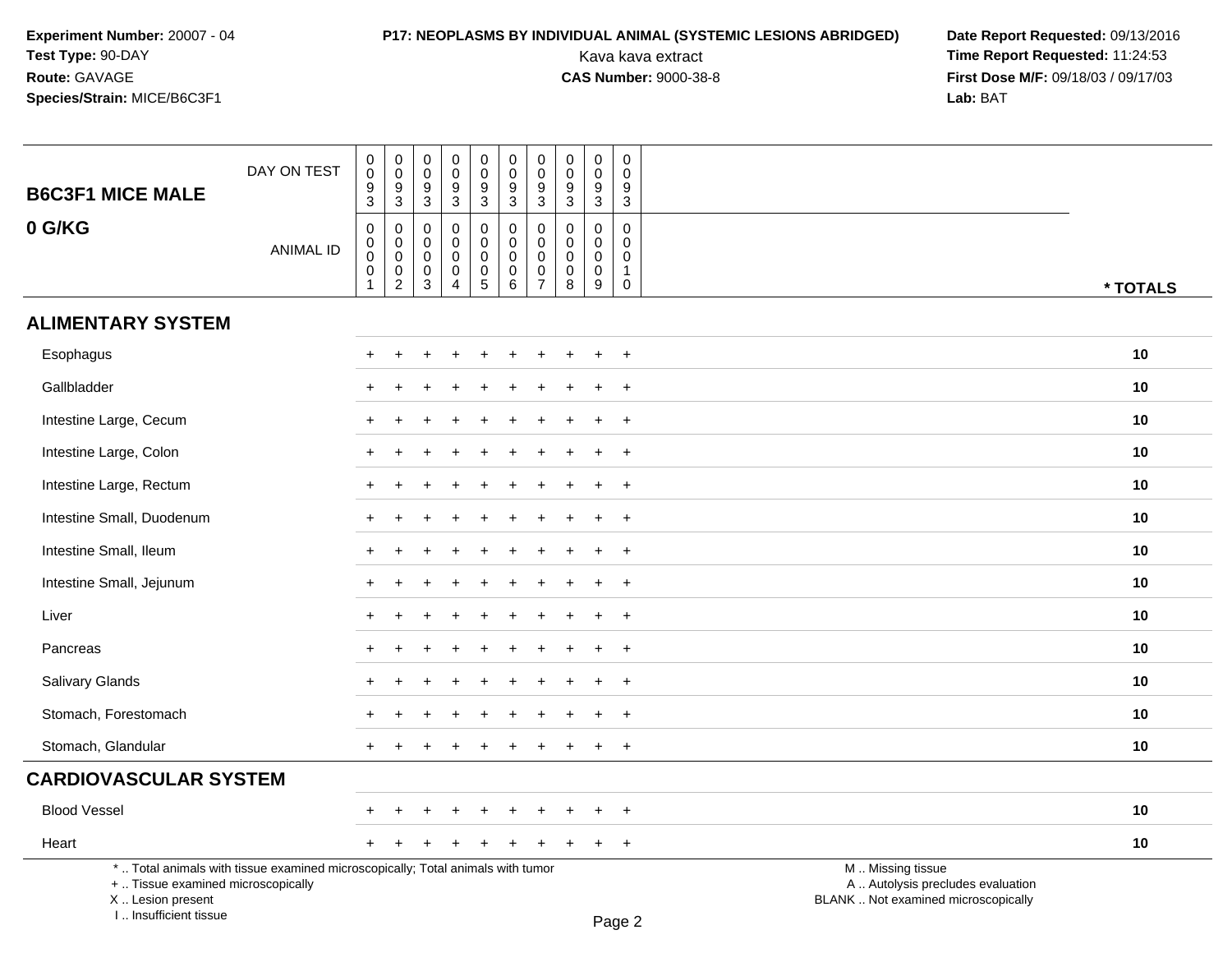Experiment Number: 20007 - 04
Test Type: 90-DAY
Route: GAVAGE
Species/Strain: MICE/B6C3F1

**P17: NEOPLASMS BY INDIVIDUAL ANIMAL (SYSTEMIC LESIONS ABRIDGED)**
Kava kava extract
**CAS Number:** 9000-38-8

Date Report Requested: 09/13/2016
Time Report Requested: 11:24:53
First Dose M/F: 09/18/03 / 09/17/03
Lab: BAT

| B6C3F1 MICE MALE 0 G/KG | | | | | | | | | | | |
|---|---|---|---|---|---|---|---|---|---|---|---|
| DAY ON TEST | 0093 | 0093 | 0093 | 0093 | 0093 | 0093 | 0093 | 0093 | 0093 | 0093 | |
| ANIMAL ID | 00001 | 00002 | 00003 | 00004 | 00005 | 00006 | 00007 | 00008 | 00009 | 00010 | * TOTALS |
| **ALIMENTARY SYSTEM** | | | | | | | | | | | |
| Esophagus | + | + | + | + | + | + | + | + | + | + | 10 |
| Gallbladder | + | + | + | + | + | + | + | + | + | + | 10 |
| Intestine Large, Cecum | + | + | + | + | + | + | + | + | + | + | 10 |
| Intestine Large, Colon | + | + | + | + | + | + | + | + | + | + | 10 |
| Intestine Large, Rectum | + | + | + | + | + | + | + | + | + | + | 10 |
| Intestine Small, Duodenum | + | + | + | + | + | + | + | + | + | + | 10 |
| Intestine Small, Ileum | + | + | + | + | + | + | + | + | + | + | 10 |
| Intestine Small, Jejunum | + | + | + | + | + | + | + | + | + | + | 10 |
| Liver | + | + | + | + | + | + | + | + | + | + | 10 |
| Pancreas | + | + | + | + | + | + | + | + | + | + | 10 |
| Salivary Glands | + | + | + | + | + | + | + | + | + | + | 10 |
| Stomach, Forestomach | + | + | + | + | + | + | + | + | + | + | 10 |
| Stomach, Glandular | + | + | + | + | + | + | + | + | + | + | 10 |
| **CARDIOVASCULAR SYSTEM** | | | | | | | | | | | |
| Blood Vessel | + | + | + | + | + | + | + | + | + | + | 10 |
| Heart | + | + | + | + | + | + | + | + | + | + | 10 |

\* .. Total animals with tissue examined microscopically; Total animals with tumor
\+ .. Tissue examined microscopically
X .. Lesion present
I .. Insufficient tissue

M .. Missing tissue
A .. Autolysis precludes evaluation
BLANK .. Not examined microscopically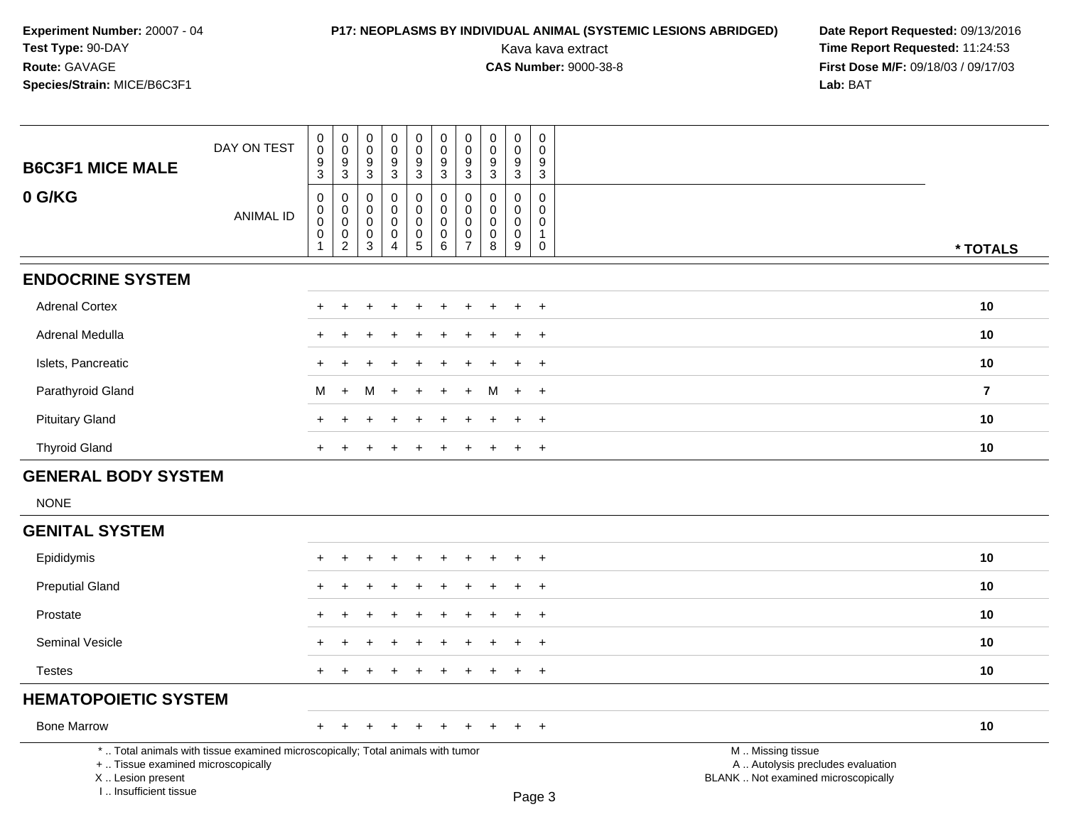**Experiment Number:** 20007 - 04
**Test Type:** 90-DAY
**Route:** GAVAGE
**Species/Strain:** MICE/B6C3F1

**P17: NEOPLASMS BY INDIVIDUAL ANIMAL (SYSTEMIC LESIONS ABRIDGED)**
Kava kava extract
**CAS Number:** 9000-38-8

**Date Report Requested:** 09/13/2016
**Time Report Requested:** 11:24:53
**First Dose M/F:** 09/18/03 / 09/17/03
**Lab:** BAT

| B6C3F1 MICE MALE / 0 G/KG | | | | | | | | | | | |
|---|---|---|---|---|---|---|---|---|---|---|---|
| DAY ON TEST | 0093 | 0093 | 0093 | 0093 | 0093 | 0093 | 0093 | 0093 | 0093 | 0093 | |
| ANIMAL ID | 00001 | 00002 | 00003 | 00004 | 00005 | 00006 | 00007 | 00008 | 00009 | 00010 | * TOTALS |
| **ENDOCRINE SYSTEM** | | | | | | | | | | | |
| Adrenal Cortex | + | + | + | + | + | + | + | + | + | + | 10 |
| Adrenal Medulla | + | + | + | + | + | + | + | + | + | + | 10 |
| Islets, Pancreatic | + | + | + | + | + | + | + | + | + | + | 10 |
| Parathyroid Gland | M | + | M | + | + | + | + | M | + | + | 7 |
| Pituitary Gland | + | + | + | + | + | + | + | + | + | + | 10 |
| Thyroid Gland | + | + | + | + | + | + | + | + | + | + | 10 |
| **GENERAL BODY SYSTEM** | | | | | | | | | | | |
| NONE | | | | | | | | | | | |
| **GENITAL SYSTEM** | | | | | | | | | | | |
| Epididymis | + | + | + | + | + | + | + | + | + | + | 10 |
| Preputial Gland | + | + | + | + | + | + | + | + | + | + | 10 |
| Prostate | + | + | + | + | + | + | + | + | + | + | 10 |
| Seminal Vesicle | + | + | + | + | + | + | + | + | + | + | 10 |
| Testes | + | + | + | + | + | + | + | + | + | + | 10 |
| **HEMATOPOIETIC SYSTEM** | | | | | | | | | | | |
| Bone Marrow | + | + | + | + | + | + | + | + | + | + | 10 |

* .. Total animals with tissue examined microscopically; Total animals with tumor
+ .. Tissue examined microscopically
X .. Lesion present
I .. Insufficient tissue

M .. Missing tissue
A .. Autolysis precludes evaluation
BLANK .. Not examined microscopically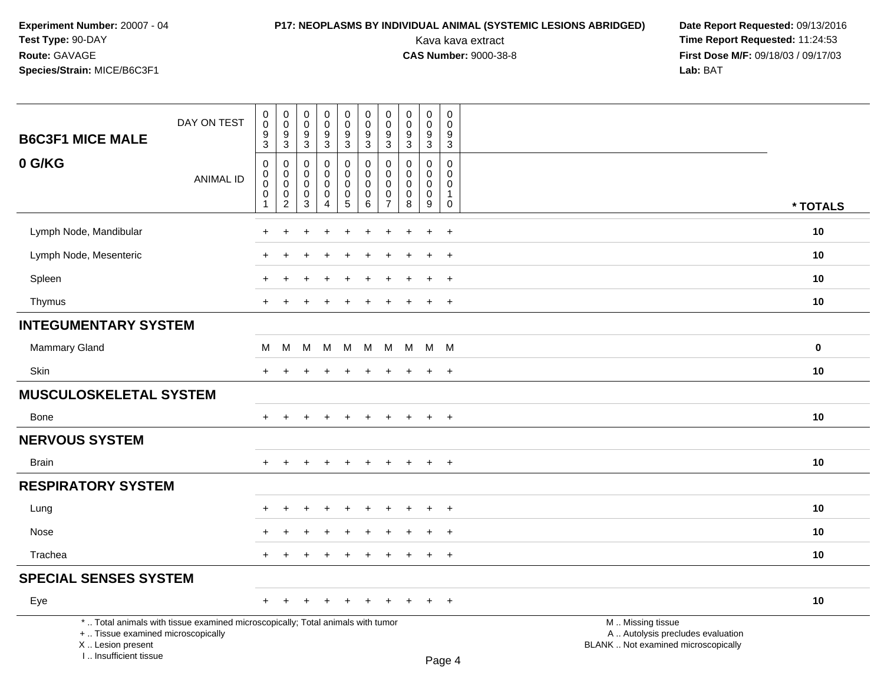**Experiment Number:** 20007 - 04
**Test Type:** 90-DAY
**Route:** GAVAGE
**Species/Strain:** MICE/B6C3F1

**P17: NEOPLASMS BY INDIVIDUAL ANIMAL (SYSTEMIC LESIONS ABRIDGED)**
Kava kava extract
**CAS Number:** 9000-38-8

**Date Report Requested:** 09/13/2016
**Time Report Requested:** 11:24:53
**First Dose M/F:** 09/18/03 / 09/17/03
**Lab:** BAT

| B6C3F1 MICE MALE<br>0 G/KG | | | | | | | | | | | |
|---|---|---|---|---|---|---|---|---|---|---|---|
| DAY ON TEST | 0093 | 0093 | 0093 | 0093 | 0093 | 0093 | 0093 | 0093 | 0093 | 0093 | |
| ANIMAL ID | 00001 | 00002 | 00003 | 00004 | 00005 | 00006 | 00007 | 00008 | 00009 | 00010 | * TOTALS |
| Lymph Node, Mandibular | + | + | + | + | + | + | + | + | + | + | 10 |
| Lymph Node, Mesenteric | + | + | + | + | + | + | + | + | + | + | 10 |
| Spleen | + | + | + | + | + | + | + | + | + | + | 10 |
| Thymus | + | + | + | + | + | + | + | + | + | + | 10 |
| **INTEGUMENTARY SYSTEM** | | | | | | | | | | | |
| Mammary Gland | M | M | M | M | M | M | M | M | M | M | 0 |
| Skin | + | + | + | + | + | + | + | + | + | + | 10 |
| **MUSCULOSKELETAL SYSTEM** | | | | | | | | | | | |
| Bone | + | + | + | + | + | + | + | + | + | + | 10 |
| **NERVOUS SYSTEM** | | | | | | | | | | | |
| Brain | + | + | + | + | + | + | + | + | + | + | 10 |
| **RESPIRATORY SYSTEM** | | | | | | | | | | | |
| Lung | + | + | + | + | + | + | + | + | + | + | 10 |
| Nose | + | + | + | + | + | + | + | + | + | + | 10 |
| Trachea | + | + | + | + | + | + | + | + | + | + | 10 |
| **SPECIAL SENSES SYSTEM** | | | | | | | | | | | |
| Eye | + | + | + | + | + | + | + | + | + | + | 10 |

* .. Total animals with tissue examined microscopically; Total animals with tumor
+ .. Tissue examined microscopically
X .. Lesion present
I .. Insufficient tissue

M .. Missing tissue
A .. Autolysis precludes evaluation
BLANK .. Not examined microscopically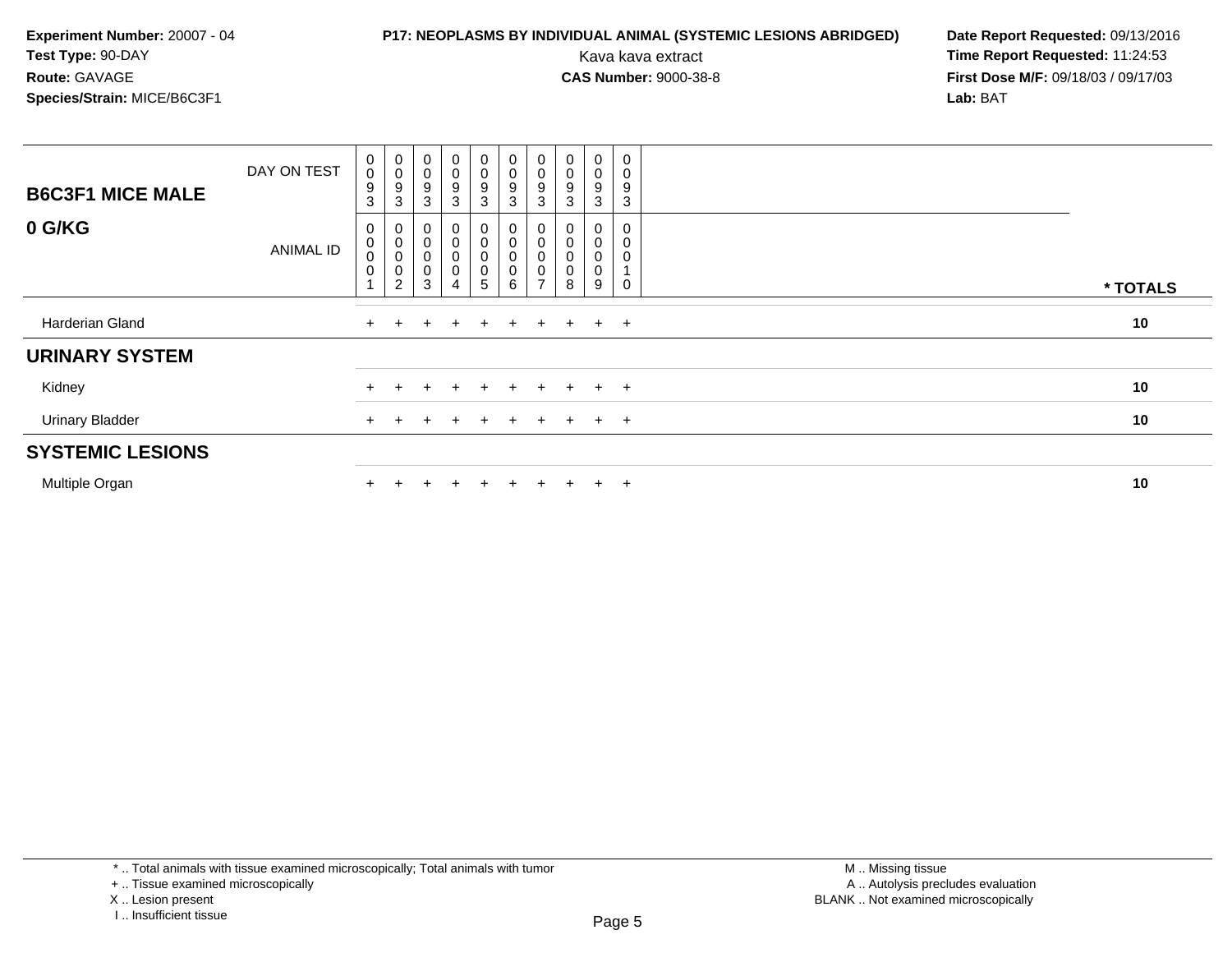**Experiment Number:** 20007 - 04
**Test Type:** 90-DAY
**Route:** GAVAGE
**Species/Strain:** MICE/B6C3F1

**P17: NEOPLASMS BY INDIVIDUAL ANIMAL (SYSTEMIC LESIONS ABRIDGED)**
Kava kava extract
**CAS Number:** 9000-38-8

**Date Report Requested:** 09/13/2016
**Time Report Requested:** 11:24:53
**First Dose M/F:** 09/18/03 / 09/17/03
**Lab:** BAT

| B6C3F1 MICE MALE 0 G/KG | | | | | | | | | | | |
|---|---|---|---|---|---|---|---|---|---|---|---|
| DAY ON TEST | 0093 | 0093 | 0093 | 0093 | 0093 | 0093 | 0093 | 0093 | 0093 | 0093 | |
| ANIMAL ID | 00001 | 00002 | 00003 | 00004 | 00005 | 00006 | 00007 | 00008 | 00009 | 00010 | * TOTALS |
| Harderian Gland | + | + | + | + | + | + | + | + | + | + | 10 |
| **URINARY SYSTEM** | | | | | | | | | | | |
| Kidney | + | + | + | + | + | + | + | + | + | + | 10 |
| Urinary Bladder | + | + | + | + | + | + | + | + | + | + | 10 |
| **SYSTEMIC LESIONS** | | | | | | | | | | | |
| Multiple Organ | + | + | + | + | + | + | + | + | + | + | 10 |

* .. Total animals with tissue examined microscopically; Total animals with tumor
+ .. Tissue examined microscopically
X .. Lesion present
I .. Insufficient tissue

M .. Missing tissue
A .. Autolysis precludes evaluation
BLANK .. Not examined microscopically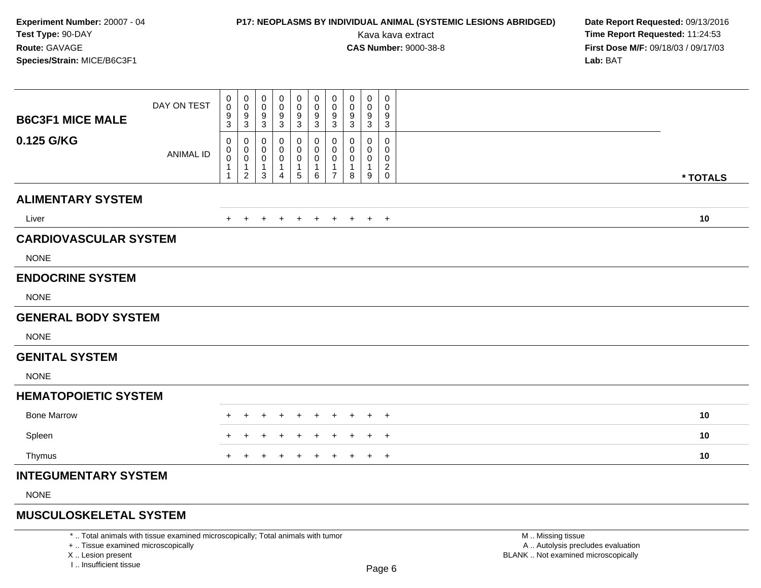**Experiment Number:** 20007 - 04
**Test Type:** 90-DAY
**Route:** GAVAGE
**Species/Strain:** MICE/B6C3F1

**P17: NEOPLASMS BY INDIVIDUAL ANIMAL (SYSTEMIC LESIONS ABRIDGED)**
Kava kava extract
**CAS Number:** 9000-38-8

**Date Report Requested:** 09/13/2016
**Time Report Requested:** 11:24:53
**First Dose M/F:** 09/18/03 / 09/17/03
**Lab:** BAT

| B6C3F1 MICE MALE 0.125 G/KG | | | | | | | | | | | |
|---|---|---|---|---|---|---|---|---|---|---|---|
| DAY ON TEST | 0093 | 0093 | 0093 | 0093 | 0093 | 0093 | 0093 | 0093 | 0093 | 0093 | |
| ANIMAL ID | 00011 | 00012 | 00013 | 00014 | 00015 | 00016 | 00017 | 00018 | 00019 | 00020 | * TOTALS |
| **ALIMENTARY SYSTEM** | | | | | | | | | | | |
| Liver | + | + | + | + | + | + | + | + | + | + | 10 |
| **CARDIOVASCULAR SYSTEM** | | | | | | | | | | | |
| NONE | | | | | | | | | | | |
| **ENDOCRINE SYSTEM** | | | | | | | | | | | |
| NONE | | | | | | | | | | | |
| **GENERAL BODY SYSTEM** | | | | | | | | | | | |
| NONE | | | | | | | | | | | |
| **GENITAL SYSTEM** | | | | | | | | | | | |
| NONE | | | | | | | | | | | |
| **HEMATOPOIETIC SYSTEM** | | | | | | | | | | | |
| Bone Marrow | + | + | + | + | + | + | + | + | + | + | 10 |
| Spleen | + | + | + | + | + | + | + | + | + | + | 10 |
| Thymus | + | + | + | + | + | + | + | + | + | + | 10 |
| **INTEGUMENTARY SYSTEM** | | | | | | | | | | | |
| NONE | | | | | | | | | | | |
| **MUSCULOSKELETAL SYSTEM** | | | | | | | | | | | |

* .. Total animals with tissue examined microscopically; Total animals with tumor
+ .. Tissue examined microscopically
X .. Lesion present
I .. Insufficient tissue

M .. Missing tissue
A .. Autolysis precludes evaluation
BLANK .. Not examined microscopically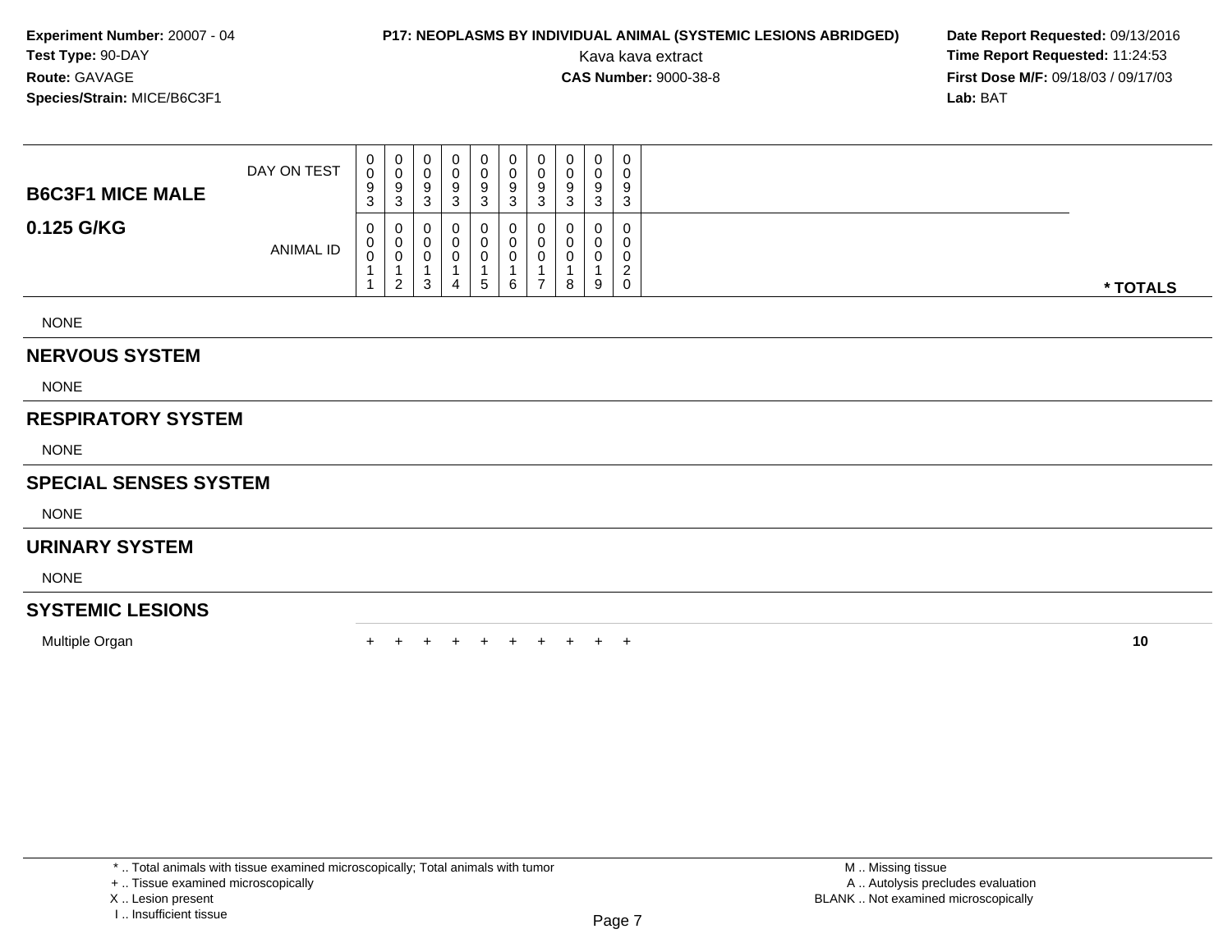**Experiment Number:** 20007 - 04
**Test Type:** 90-DAY
**Route:** GAVAGE
**Species/Strain:** MICE/B6C3F1

**P17: NEOPLASMS BY INDIVIDUAL ANIMAL (SYSTEMIC LESIONS ABRIDGED)**
Kava kava extract
**CAS Number:** 9000-38-8

**Date Report Requested:** 09/13/2016
**Time Report Requested:** 11:24:53
**First Dose M/F:** 09/18/03 / 09/17/03
**Lab:** BAT

| B6C3F1 MICE MALE 0.125 G/KG | | | | | | | | | | | |
|---|---|---|---|---|---|---|---|---|---|---|---|
| DAY ON TEST | 0093 | 0093 | 0093 | 0093 | 0093 | 0093 | 0093 | 0093 | 0093 | 0093 | |
| ANIMAL ID | 00011 | 00012 | 00013 | 00014 | 00015 | 00016 | 00017 | 00018 | 00019 | 00020 | * TOTALS |
| NONE | | | | | | | | | | | |
| **NERVOUS SYSTEM** | | | | | | | | | | | |
| NONE | | | | | | | | | | | |
| **RESPIRATORY SYSTEM** | | | | | | | | | | | |
| NONE | | | | | | | | | | | |
| **SPECIAL SENSES SYSTEM** | | | | | | | | | | | |
| NONE | | | | | | | | | | | |
| **URINARY SYSTEM** | | | | | | | | | | | |
| NONE | | | | | | | | | | | |
| **SYSTEMIC LESIONS** | | | | | | | | | | | |
| Multiple Organ | + | + | + | + | + | + | + | + | + | + | 10 |

* .. Total animals with tissue examined microscopically; Total animals with tumor
+ .. Tissue examined microscopically
X .. Lesion present
I .. Insufficient tissue

M .. Missing tissue
A .. Autolysis precludes evaluation
BLANK .. Not examined microscopically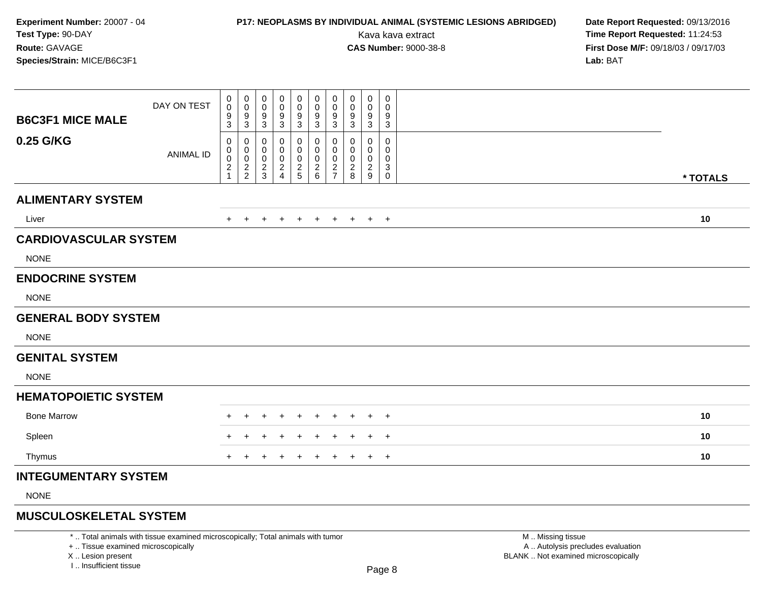**Experiment Number:** 20007 - 04
**Test Type:** 90-DAY
**Route:** GAVAGE
**Species/Strain:** MICE/B6C3F1

**P17: NEOPLASMS BY INDIVIDUAL ANIMAL (SYSTEMIC LESIONS ABRIDGED)**
Kava kava extract
**CAS Number:** 9000-38-8

**Date Report Requested:** 09/13/2016
**Time Report Requested:** 11:24:53
**First Dose M/F:** 09/18/03 / 09/17/03
**Lab:** BAT

| B6C3F1 MICE MALE 0.25 G/KG | | | | | | | | | | | |
|---|---|---|---|---|---|---|---|---|---|---|---|
| DAY ON TEST | 0093 | 0093 | 0093 | 0093 | 0093 | 0093 | 0093 | 0093 | 0093 | 0093 | |
| ANIMAL ID | 00021 | 00022 | 00023 | 00024 | 00025 | 00026 | 00027 | 00028 | 00029 | 00030 | * TOTALS |
| **ALIMENTARY SYSTEM** | | | | | | | | | | | |
| Liver | + | + | + | + | + | + | + | + | + | + | 10 |
| **CARDIOVASCULAR SYSTEM** | | | | | | | | | | | |
| NONE | | | | | | | | | | | |
| **ENDOCRINE SYSTEM** | | | | | | | | | | | |
| NONE | | | | | | | | | | | |
| **GENERAL BODY SYSTEM** | | | | | | | | | | | |
| NONE | | | | | | | | | | | |
| **GENITAL SYSTEM** | | | | | | | | | | | |
| NONE | | | | | | | | | | | |
| **HEMATOPOIETIC SYSTEM** | | | | | | | | | | | |
| Bone Marrow | + | + | + | + | + | + | + | + | + | + | 10 |
| Spleen | + | + | + | + | + | + | + | + | + | + | 10 |
| Thymus | + | + | + | + | + | + | + | + | + | + | 10 |
| **INTEGUMENTARY SYSTEM** | | | | | | | | | | | |
| NONE | | | | | | | | | | | |
| **MUSCULOSKELETAL SYSTEM** | | | | | | | | | | | |

\* .. Total animals with tissue examined microscopically; Total animals with tumor
\+ .. Tissue examined microscopically
X .. Lesion present
I .. Insufficient tissue

M .. Missing tissue
A .. Autolysis precludes evaluation
BLANK .. Not examined microscopically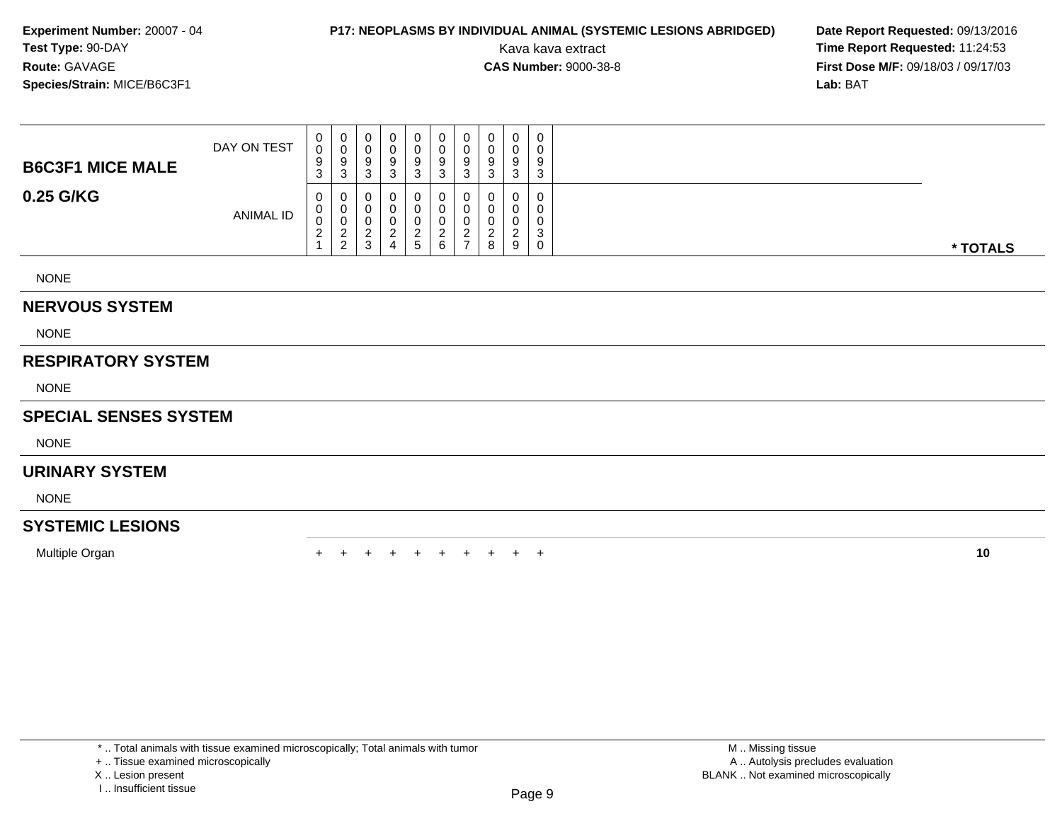**Experiment Number:** 20007 - 04
**Test Type:** 90-DAY
**Route:** GAVAGE
**Species/Strain:** MICE/B6C3F1

**P17: NEOPLASMS BY INDIVIDUAL ANIMAL (SYSTEMIC LESIONS ABRIDGED)**
Kava kava extract
**CAS Number:** 9000-38-8

**Date Report Requested:** 09/13/2016
**Time Report Requested:** 11:24:53
**First Dose M/F:** 09/18/03 / 09/17/03
**Lab:** BAT

| B6C3F1 MICE MALE 0.25 G/KG | | | | | | | | | | | |
|---|---|---|---|---|---|---|---|---|---|---|---|
| DAY ON TEST | 0093 | 0093 | 0093 | 0093 | 0093 | 0093 | 0093 | 0093 | 0093 | 0093 | |
| ANIMAL ID | 00021 | 00022 | 00023 | 00024 | 00025 | 00026 | 00027 | 00028 | 00029 | 00030 | * TOTALS |
| NONE | | | | | | | | | | | |
| **NERVOUS SYSTEM** | | | | | | | | | | | |
| NONE | | | | | | | | | | | |
| **RESPIRATORY SYSTEM** | | | | | | | | | | | |
| NONE | | | | | | | | | | | |
| **SPECIAL SENSES SYSTEM** | | | | | | | | | | | |
| NONE | | | | | | | | | | | |
| **URINARY SYSTEM** | | | | | | | | | | | |
| NONE | | | | | | | | | | | |
| **SYSTEMIC LESIONS** | | | | | | | | | | | |
| Multiple Organ | + | + | + | + | + | + | + | + | + | + | 10 |

* .. Total animals with tissue examined microscopically; Total animals with tumor
+ .. Tissue examined microscopically
X .. Lesion present
I .. Insufficient tissue

M .. Missing tissue
A .. Autolysis precludes evaluation
BLANK .. Not examined microscopically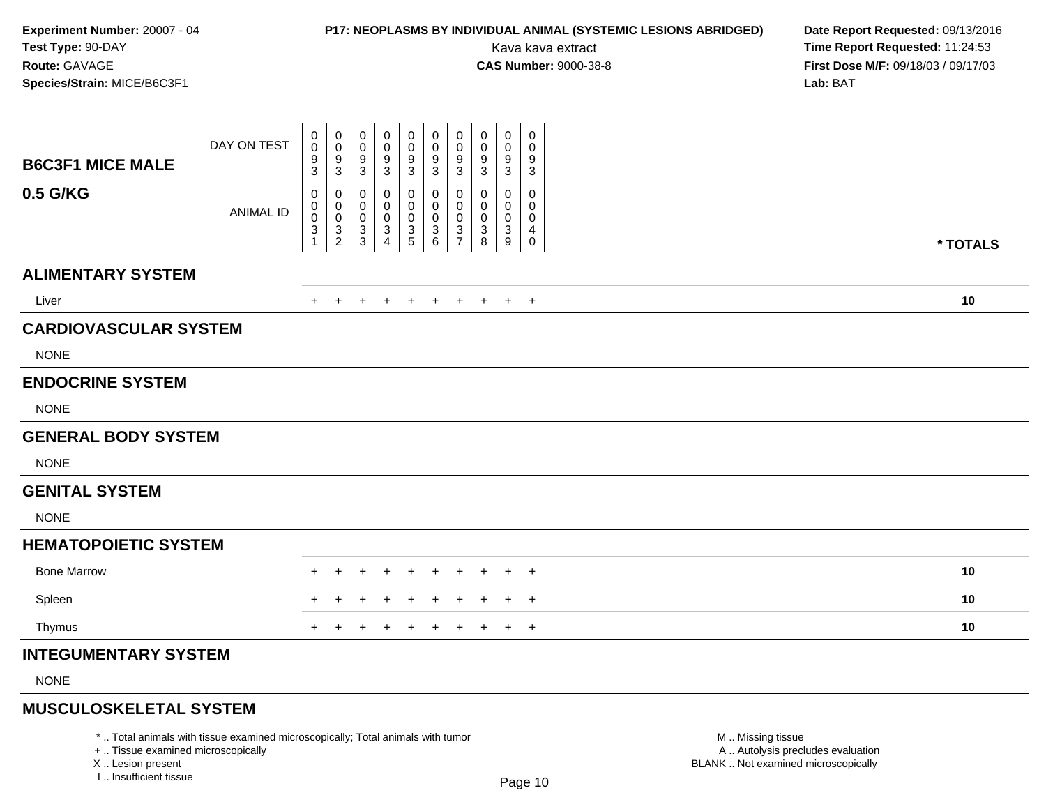**Experiment Number:** 20007 - 04
**Test Type:** 90-DAY
**Route:** GAVAGE
**Species/Strain:** MICE/B6C3F1

**P17: NEOPLASMS BY INDIVIDUAL ANIMAL (SYSTEMIC LESIONS ABRIDGED)**
Kava kava extract
**CAS Number:** 9000-38-8

**Date Report Requested:** 09/13/2016
**Time Report Requested:** 11:24:53
**First Dose M/F:** 09/18/03 / 09/17/03
**Lab:** BAT

| B6C3F1 MICE MALE 0.5 G/KG | | | | | | | | | | | |
|---|---|---|---|---|---|---|---|---|---|---|---|
| DAY ON TEST | 0093 | 0093 | 0093 | 0093 | 0093 | 0093 | 0093 | 0093 | 0093 | 0093 | |
| ANIMAL ID | 00031 | 00032 | 00033 | 00034 | 00035 | 00036 | 00037 | 00038 | 00039 | 00040 | * TOTALS |
| **ALIMENTARY SYSTEM** | | | | | | | | | | | |
| Liver | + | + | + | + | + | + | + | + | + | + | 10 |
| **CARDIOVASCULAR SYSTEM** | | | | | | | | | | | |
| NONE | | | | | | | | | | | |
| **ENDOCRINE SYSTEM** | | | | | | | | | | | |
| NONE | | | | | | | | | | | |
| **GENERAL BODY SYSTEM** | | | | | | | | | | | |
| NONE | | | | | | | | | | | |
| **GENITAL SYSTEM** | | | | | | | | | | | |
| NONE | | | | | | | | | | | |
| **HEMATOPOIETIC SYSTEM** | | | | | | | | | | | |
| Bone Marrow | + | + | + | + | + | + | + | + | + | + | 10 |
| Spleen | + | + | + | + | + | + | + | + | + | + | 10 |
| Thymus | + | + | + | + | + | + | + | + | + | + | 10 |
| **INTEGUMENTARY SYSTEM** | | | | | | | | | | | |
| NONE | | | | | | | | | | | |
| **MUSCULOSKELETAL SYSTEM** | | | | | | | | | | | |

* .. Total animals with tissue examined microscopically; Total animals with tumor
+ .. Tissue examined microscopically
X .. Lesion present
I .. Insufficient tissue

M .. Missing tissue
A .. Autolysis precludes evaluation
BLANK .. Not examined microscopically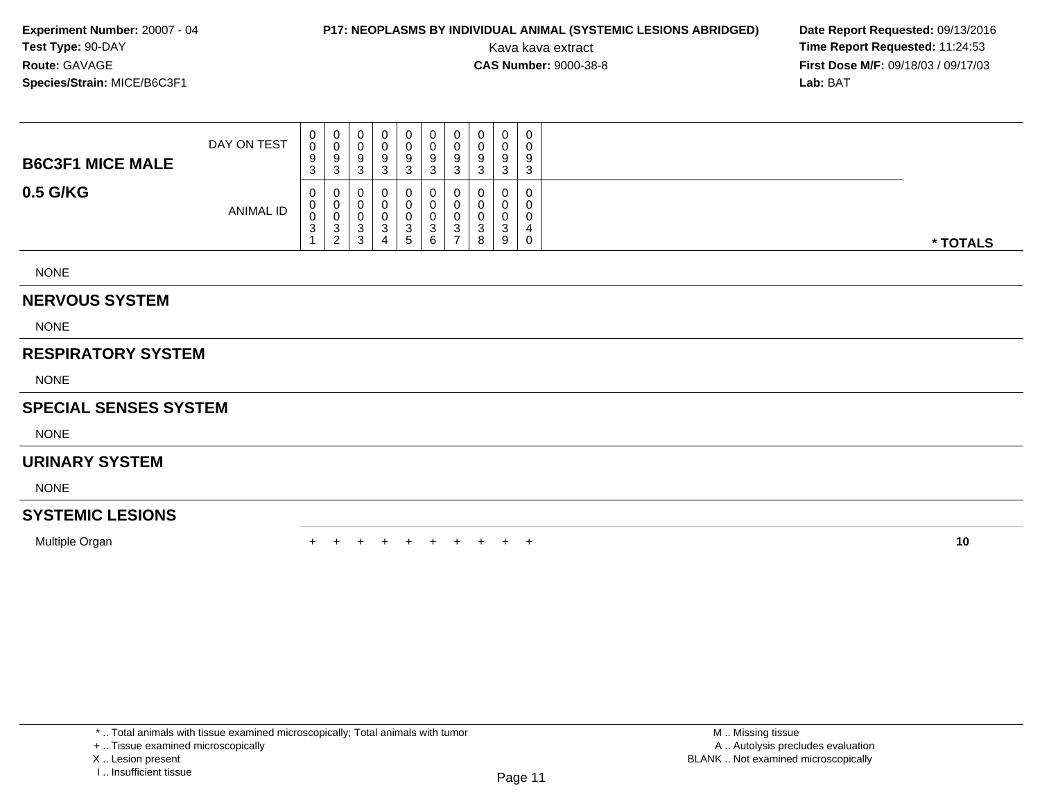**Experiment Number:** 20007 - 04
**Test Type:** 90-DAY
**Route:** GAVAGE
**Species/Strain:** MICE/B6C3F1

**P17: NEOPLASMS BY INDIVIDUAL ANIMAL (SYSTEMIC LESIONS ABRIDGED)**
Kava kava extract
**CAS Number:** 9000-38-8

**Date Report Requested:** 09/13/2016
**Time Report Requested:** 11:24:53
**First Dose M/F:** 09/18/03 / 09/17/03
**Lab:** BAT

| B6C3F1 MICE MALE 0.5 G/KG | | | | | | | | | | | |
|---|---|---|---|---|---|---|---|---|---|---|---|
| DAY ON TEST | 0093 | 0093 | 0093 | 0093 | 0093 | 0093 | 0093 | 0093 | 0093 | 0093 | |
| ANIMAL ID | 00031 | 00032 | 00033 | 00034 | 00035 | 00036 | 00037 | 00038 | 00039 | 00040 | * TOTALS |
| NONE | | | | | | | | | | | |
| **NERVOUS SYSTEM** | | | | | | | | | | | |
| NONE | | | | | | | | | | | |
| **RESPIRATORY SYSTEM** | | | | | | | | | | | |
| NONE | | | | | | | | | | | |
| **SPECIAL SENSES SYSTEM** | | | | | | | | | | | |
| NONE | | | | | | | | | | | |
| **URINARY SYSTEM** | | | | | | | | | | | |
| NONE | | | | | | | | | | | |
| **SYSTEMIC LESIONS** | | | | | | | | | | | |
| Multiple Organ | + | + | + | + | + | + | + | + | + | + | 10 |

* .. Total animals with tissue examined microscopically; Total animals with tumor
+ .. Tissue examined microscopically
X .. Lesion present
I .. Insufficient tissue

M .. Missing tissue
A .. Autolysis precludes evaluation
BLANK .. Not examined microscopically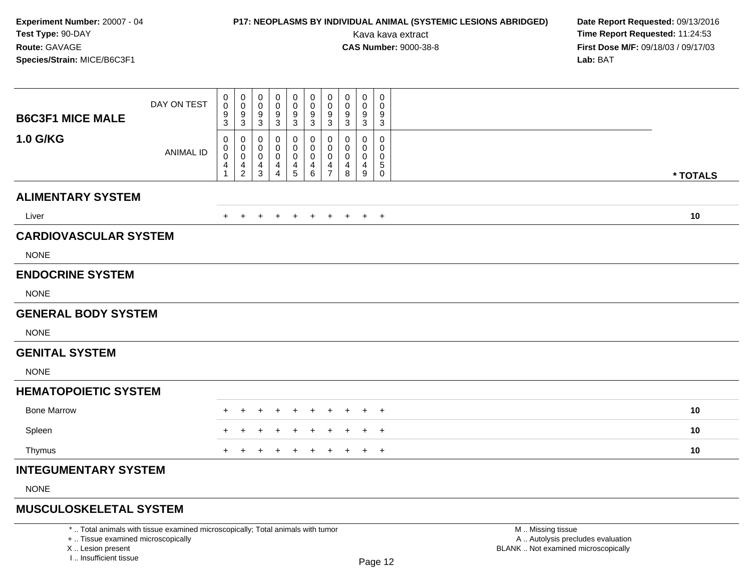**Experiment Number:** 20007 - 04
**Test Type:** 90-DAY
**Route:** GAVAGE
**Species/Strain:** MICE/B6C3F1

**P17: NEOPLASMS BY INDIVIDUAL ANIMAL (SYSTEMIC LESIONS ABRIDGED)**
Kava kava extract
**CAS Number:** 9000-38-8

**Date Report Requested:** 09/13/2016
**Time Report Requested:** 11:24:53
**First Dose M/F:** 09/18/03 / 09/17/03
**Lab:** BAT

| B6C3F1 MICE MALE 1.0 G/KG | | | | | | | | | | | |
|---|---|---|---|---|---|---|---|---|---|---|---|
| DAY ON TEST | 0093 | 0093 | 0093 | 0093 | 0093 | 0093 | 0093 | 0093 | 0093 | 0093 | |
| ANIMAL ID | 00041 | 00042 | 00043 | 00044 | 00045 | 00046 | 00047 | 00048 | 00049 | 00050 | * TOTALS |
| **ALIMENTARY SYSTEM** | | | | | | | | | | | |
| Liver | + | + | + | + | + | + | + | + | + | + | 10 |
| **CARDIOVASCULAR SYSTEM** | | | | | | | | | | | |
| NONE | | | | | | | | | | | |
| **ENDOCRINE SYSTEM** | | | | | | | | | | | |
| NONE | | | | | | | | | | | |
| **GENERAL BODY SYSTEM** | | | | | | | | | | | |
| NONE | | | | | | | | | | | |
| **GENITAL SYSTEM** | | | | | | | | | | | |
| NONE | | | | | | | | | | | |
| **HEMATOPOIETIC SYSTEM** | | | | | | | | | | | |
| Bone Marrow | + | + | + | + | + | + | + | + | + | + | 10 |
| Spleen | + | + | + | + | + | + | + | + | + | + | 10 |
| Thymus | + | + | + | + | + | + | + | + | + | + | 10 |
| **INTEGUMENTARY SYSTEM** | | | | | | | | | | | |
| NONE | | | | | | | | | | | |
| **MUSCULOSKELETAL SYSTEM** | | | | | | | | | | | |

* .. Total animals with tissue examined microscopically; Total animals with tumor
+ .. Tissue examined microscopically
X .. Lesion present
I .. Insufficient tissue

M .. Missing tissue
A .. Autolysis precludes evaluation
BLANK .. Not examined microscopically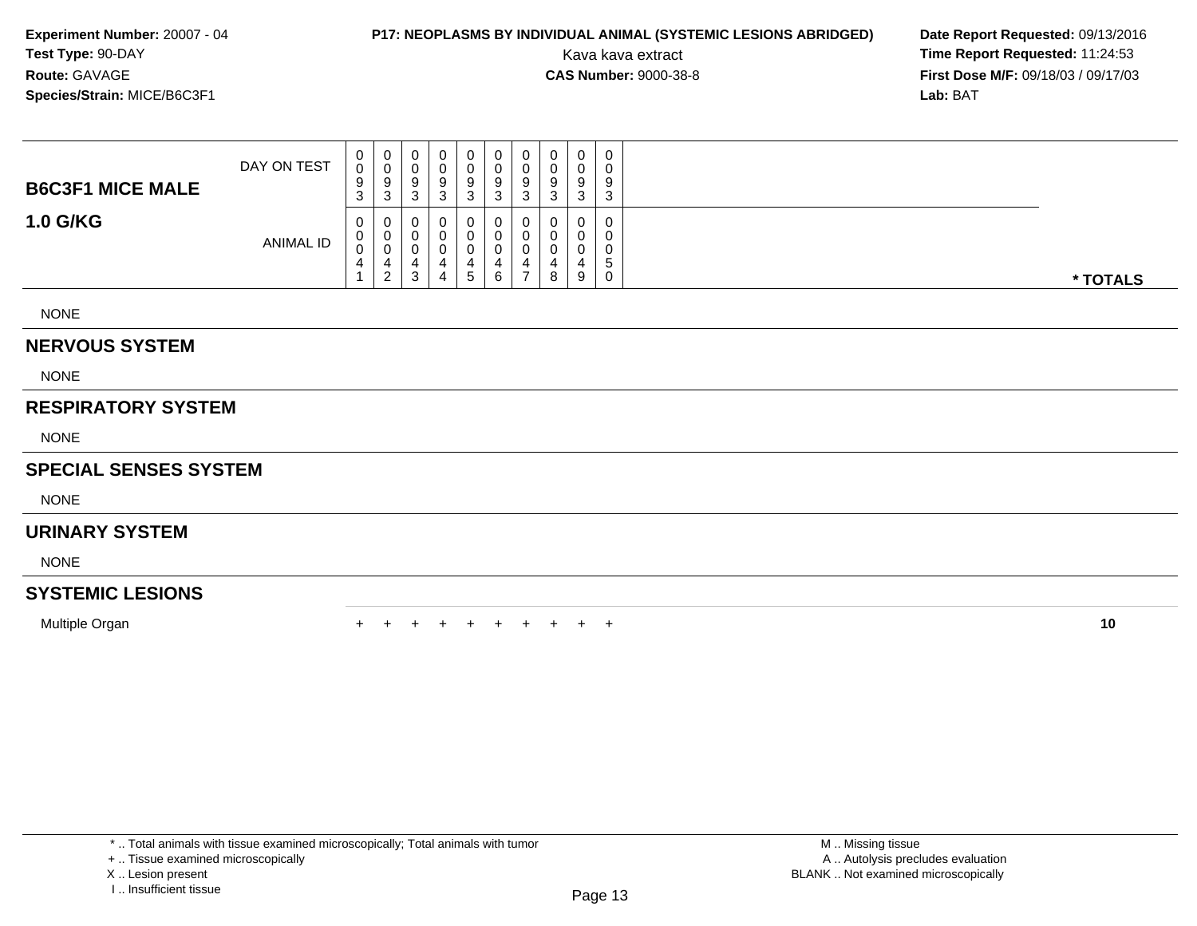**Experiment Number:** 20007 - 04
**Test Type:** 90-DAY
**Route:** GAVAGE
**Species/Strain:** MICE/B6C3F1

**P17: NEOPLASMS BY INDIVIDUAL ANIMAL (SYSTEMIC LESIONS ABRIDGED)**
Kava kava extract
**CAS Number:** 9000-38-8

**Date Report Requested:** 09/13/2016
**Time Report Requested:** 11:24:53
**First Dose M/F:** 09/18/03 / 09/17/03
**Lab:** BAT

| B6C3F1 MICE MALE 1.0 G/KG | | | | | | | | | | | |
|---|---|---|---|---|---|---|---|---|---|---|---|
| DAY ON TEST | 0093 | 0093 | 0093 | 0093 | 0093 | 0093 | 0093 | 0093 | 0093 | 0093 | |
| ANIMAL ID | 00041 | 00042 | 00043 | 00044 | 00045 | 00046 | 00047 | 00048 | 00049 | 00050 | * TOTALS |
| NONE | | | | | | | | | | | |
| **NERVOUS SYSTEM** | | | | | | | | | | | |
| NONE | | | | | | | | | | | |
| **RESPIRATORY SYSTEM** | | | | | | | | | | | |
| NONE | | | | | | | | | | | |
| **SPECIAL SENSES SYSTEM** | | | | | | | | | | | |
| NONE | | | | | | | | | | | |
| **URINARY SYSTEM** | | | | | | | | | | | |
| NONE | | | | | | | | | | | |
| **SYSTEMIC LESIONS** | | | | | | | | | | | |
| Multiple Organ | + | + | + | + | + | + | + | + | + | + | 10 |

* .. Total animals with tissue examined microscopically; Total animals with tumor
+ .. Tissue examined microscopically
X .. Lesion present
I .. Insufficient tissue

M .. Missing tissue
A .. Autolysis precludes evaluation
BLANK .. Not examined microscopically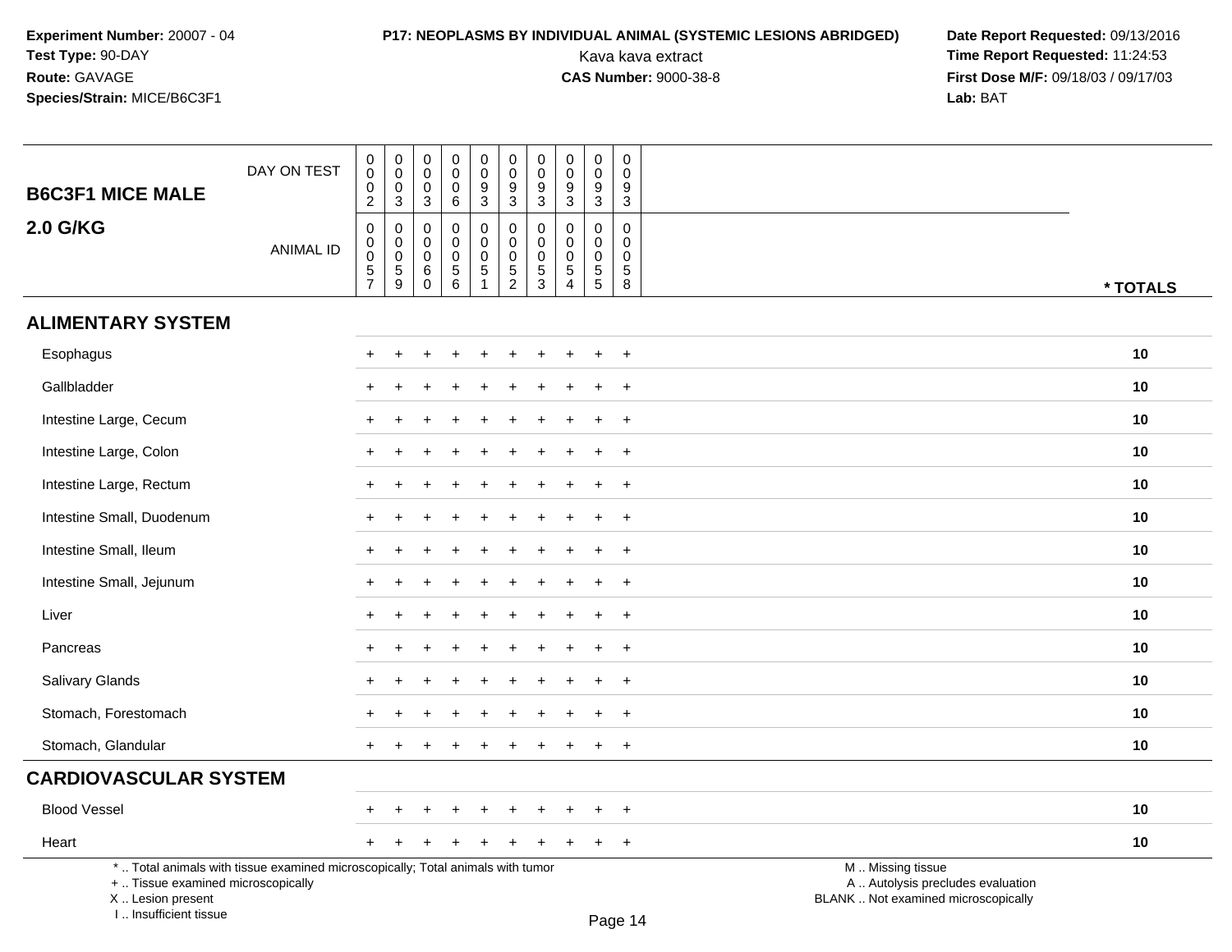Experiment Number: 20007 - 04
Test Type: 90-DAY
Route: GAVAGE
Species/Strain: MICE/B6C3F1

**P17: NEOPLASMS BY INDIVIDUAL ANIMAL (SYSTEMIC LESIONS ABRIDGED)**
Kava kava extract
**CAS Number:** 9000-38-8

Date Report Requested: 09/13/2016
Time Report Requested: 11:24:53
First Dose M/F: 09/18/03 / 09/17/03
Lab: BAT

| B6C3F1 MICE MALE 2.0 G/KG | | | | | | | | | | | |
|---|---|---|---|---|---|---|---|---|---|---|---|
| DAY ON TEST | 0002 | 0003 | 0003 | 0006 | 0093 | 0093 | 0093 | 0093 | 0093 | 0093 | |
| ANIMAL ID | 00057 | 00059 | 00060 | 00056 | 00051 | 00052 | 00053 | 00054 | 00055 | 00058 | * TOTALS |
| **ALIMENTARY SYSTEM** | | | | | | | | | | | |
| Esophagus | + | + | + | + | + | + | + | + | + | + | 10 |
| Gallbladder | + | + | + | + | + | + | + | + | + | + | 10 |
| Intestine Large, Cecum | + | + | + | + | + | + | + | + | + | + | 10 |
| Intestine Large, Colon | + | + | + | + | + | + | + | + | + | + | 10 |
| Intestine Large, Rectum | + | + | + | + | + | + | + | + | + | + | 10 |
| Intestine Small, Duodenum | + | + | + | + | + | + | + | + | + | + | 10 |
| Intestine Small, Ileum | + | + | + | + | + | + | + | + | + | + | 10 |
| Intestine Small, Jejunum | + | + | + | + | + | + | + | + | + | + | 10 |
| Liver | + | + | + | + | + | + | + | + | + | + | 10 |
| Pancreas | + | + | + | + | + | + | + | + | + | + | 10 |
| Salivary Glands | + | + | + | + | + | + | + | + | + | + | 10 |
| Stomach, Forestomach | + | + | + | + | + | + | + | + | + | + | 10 |
| Stomach, Glandular | + | + | + | + | + | + | + | + | + | + | 10 |
| **CARDIOVASCULAR SYSTEM** | | | | | | | | | | | |
| Blood Vessel | + | + | + | + | + | + | + | + | + | + | 10 |
| Heart | + | + | + | + | + | + | + | + | + | + | 10 |

* .. Total animals with tissue examined microscopically; Total animals with tumor
+ .. Tissue examined microscopically
X .. Lesion present
I .. Insufficient tissue

M .. Missing tissue
A .. Autolysis precludes evaluation
BLANK .. Not examined microscopically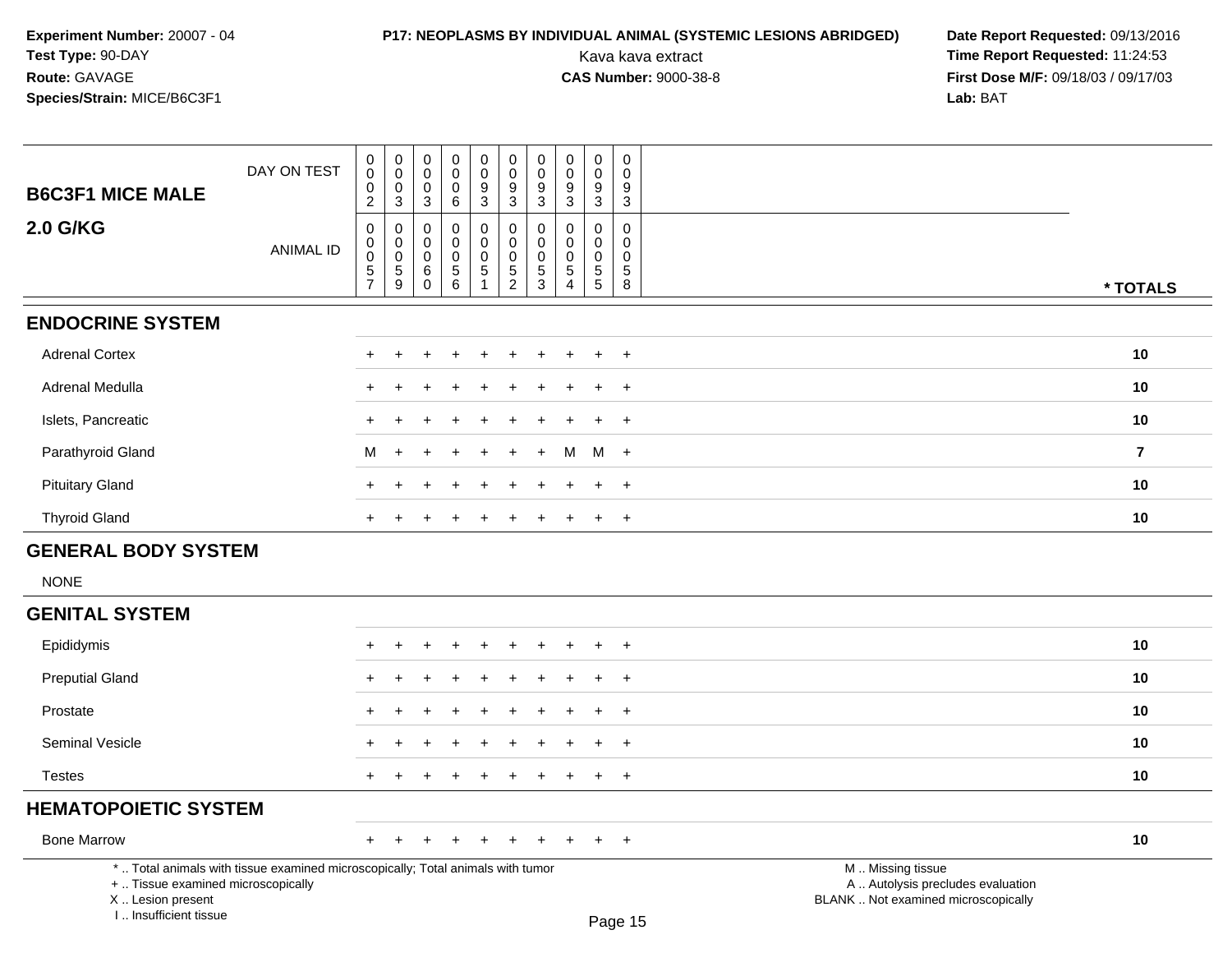**Experiment Number:** 20007 - 04
**Test Type:** 90-DAY
**Route:** GAVAGE
**Species/Strain:** MICE/B6C3F1

**P17: NEOPLASMS BY INDIVIDUAL ANIMAL (SYSTEMIC LESIONS ABRIDGED)**
Kava kava extract
**CAS Number:** 9000-38-8

**Date Report Requested:** 09/13/2016
**Time Report Requested:** 11:24:53
**First Dose M/F:** 09/18/03 / 09/17/03
**Lab:** BAT

| B6C3F1 MICE MALE 2.0 G/KG | | | | | | | | | | | |
|---|---|---|---|---|---|---|---|---|---|---|---|
| DAY ON TEST | 0002 | 0003 | 0003 | 0006 | 0093 | 0093 | 0093 | 0093 | 0093 | 0093 | |
| ANIMAL ID | 00057 | 00059 | 00060 | 00056 | 00051 | 00052 | 00053 | 00054 | 00055 | 00058 | * TOTALS |
| **ENDOCRINE SYSTEM** | | | | | | | | | | | |
| Adrenal Cortex | + | + | + | + | + | + | + | + | + | + | 10 |
| Adrenal Medulla | + | + | + | + | + | + | + | + | + | + | 10 |
| Islets, Pancreatic | + | + | + | + | + | + | + | + | + | + | 10 |
| Parathyroid Gland | M | + | + | + | + | + | + | M | M | + | 7 |
| Pituitary Gland | + | + | + | + | + | + | + | + | + | + | 10 |
| Thyroid Gland | + | + | + | + | + | + | + | + | + | + | 10 |
| **GENERAL BODY SYSTEM** | | | | | | | | | | | |
| NONE | | | | | | | | | | | |
| **GENITAL SYSTEM** | | | | | | | | | | | |
| Epididymis | + | + | + | + | + | + | + | + | + | + | 10 |
| Preputial Gland | + | + | + | + | + | + | + | + | + | + | 10 |
| Prostate | + | + | + | + | + | + | + | + | + | + | 10 |
| Seminal Vesicle | + | + | + | + | + | + | + | + | + | + | 10 |
| Testes | + | + | + | + | + | + | + | + | + | + | 10 |
| **HEMATOPOIETIC SYSTEM** | | | | | | | | | | | |
| Bone Marrow | + | + | + | + | + | + | + | + | + | + | 10 |

* .. Total animals with tissue examined microscopically; Total animals with tumor
+ .. Tissue examined microscopically
X .. Lesion present
I .. Insufficient tissue

M .. Missing tissue
A .. Autolysis precludes evaluation
BLANK .. Not examined microscopically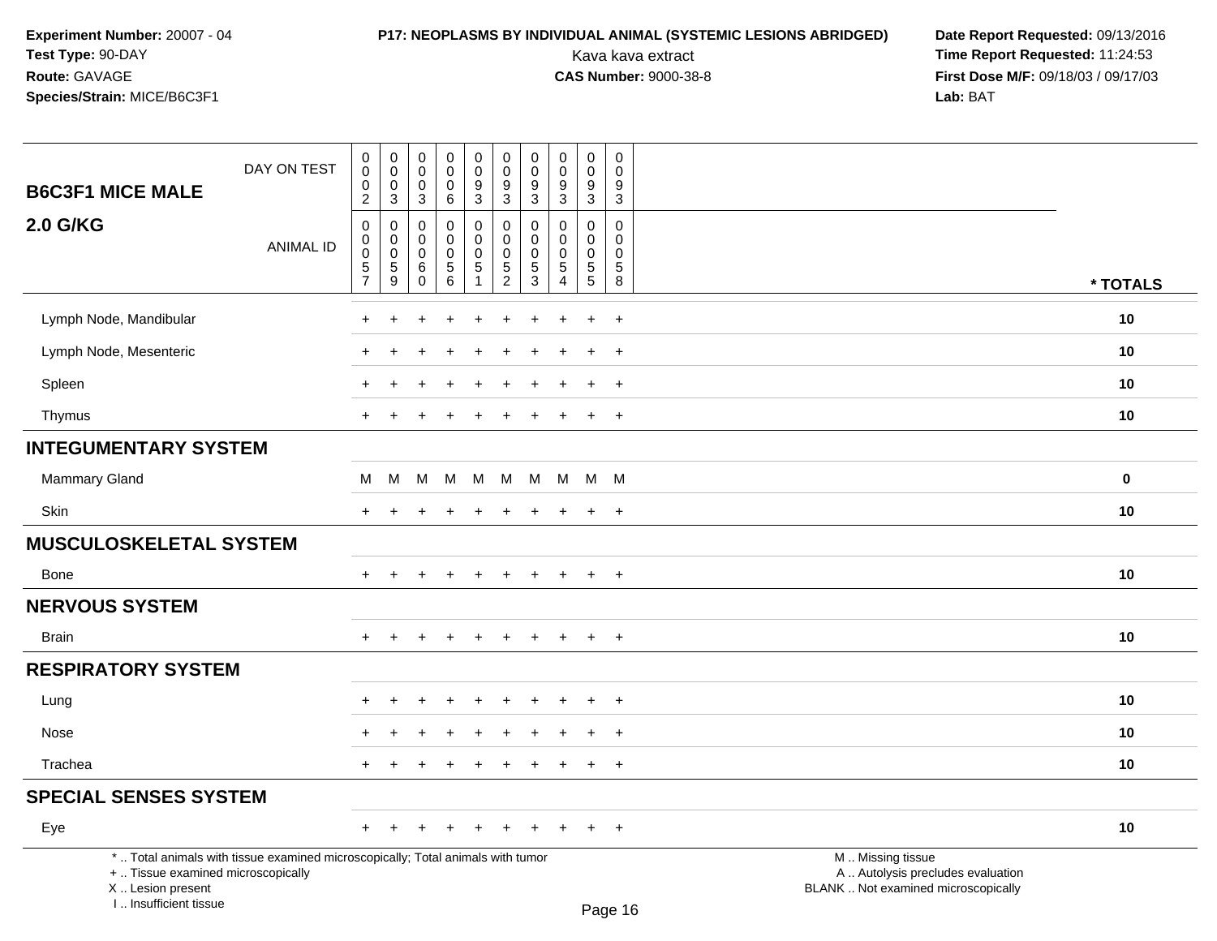**Experiment Number:** 20007 - 04
**Test Type:** 90-DAY
**Route:** GAVAGE
**Species/Strain:** MICE/B6C3F1

**P17: NEOPLASMS BY INDIVIDUAL ANIMAL (SYSTEMIC LESIONS ABRIDGED)**
Kava kava extract
**CAS Number:** 9000-38-8

**Date Report Requested:** 09/13/2016
**Time Report Requested:** 11:24:53
**First Dose M/F:** 09/18/03 / 09/17/03
**Lab:** BAT

| B6C3F1 MICE MALE 2.0 G/KG | | | | | | | | | | | |
|---|---|---|---|---|---|---|---|---|---|---|---|
| DAY ON TEST | 0002 | 0003 | 0003 | 0006 | 0093 | 0093 | 0093 | 0093 | 0093 | 0093 | |
| ANIMAL ID | 00057 | 00059 | 00060 | 00056 | 00051 | 00052 | 00053 | 00054 | 00055 | 00058 | * TOTALS |
| Lymph Node, Mandibular | + | + | + | + | + | + | + | + | + | + | 10 |
| Lymph Node, Mesenteric | + | + | + | + | + | + | + | + | + | + | 10 |
| Spleen | + | + | + | + | + | + | + | + | + | + | 10 |
| Thymus | + | + | + | + | + | + | + | + | + | + | 10 |
| **INTEGUMENTARY SYSTEM** | | | | | | | | | | | |
| Mammary Gland | M | M | M | M | M | M | M | M | M | M | 0 |
| Skin | + | + | + | + | + | + | + | + | + | + | 10 |
| **MUSCULOSKELETAL SYSTEM** | | | | | | | | | | | |
| Bone | + | + | + | + | + | + | + | + | + | + | 10 |
| **NERVOUS SYSTEM** | | | | | | | | | | | |
| Brain | + | + | + | + | + | + | + | + | + | + | 10 |
| **RESPIRATORY SYSTEM** | | | | | | | | | | | |
| Lung | + | + | + | + | + | + | + | + | + | + | 10 |
| Nose | + | + | + | + | + | + | + | + | + | + | 10 |
| Trachea | + | + | + | + | + | + | + | + | + | + | 10 |
| **SPECIAL SENSES SYSTEM** | | | | | | | | | | | |
| Eye | + | + | + | + | + | + | + | + | + | + | 10 |

* .. Total animals with tissue examined microscopically; Total animals with tumor
+ .. Tissue examined microscopically
X .. Lesion present
I .. Insufficient tissue

M .. Missing tissue
A .. Autolysis precludes evaluation
BLANK .. Not examined microscopically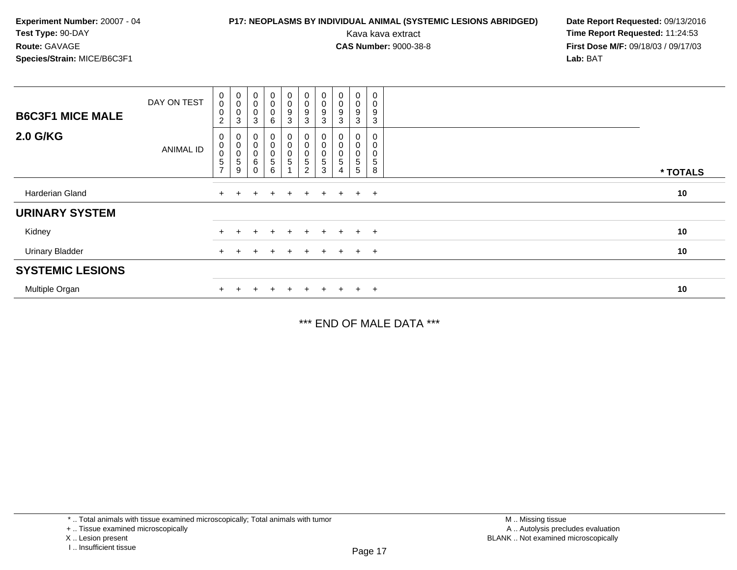**Experiment Number:** 20007 - 04
**Test Type:** 90-DAY
**Route:** GAVAGE
**Species/Strain:** MICE/B6C3F1

**P17: NEOPLASMS BY INDIVIDUAL ANIMAL (SYSTEMIC LESIONS ABRIDGED)**
Kava kava extract
**CAS Number:** 9000-38-8

**Date Report Requested:** 09/13/2016
**Time Report Requested:** 11:24:53
**First Dose M/F:** 09/18/03 / 09/17/03
**Lab:** BAT

| B6C3F1 MICE MALE 2.0 G/KG | | | | | | | | | | | |
|---|---|---|---|---|---|---|---|---|---|---|---|
| DAY ON TEST | 0002 | 0003 | 0003 | 0006 | 0093 | 0093 | 0093 | 0093 | 0093 | 0093 | |
| ANIMAL ID | 00057 | 00059 | 00060 | 00056 | 00051 | 00052 | 00053 | 00054 | 00055 | 00058 | * TOTALS |
| Harderian Gland | + | + | + | + | + | + | + | + | + | + | 10 |
| **URINARY SYSTEM** | | | | | | | | | | | |
| Kidney | + | + | + | + | + | + | + | + | + | + | 10 |
| Urinary Bladder | + | + | + | + | + | + | + | + | + | + | 10 |
| **SYSTEMIC LESIONS** | | | | | | | | | | | |
| Multiple Organ | + | + | + | + | + | + | + | + | + | + | 10 |

*** END OF MALE DATA ***

* .. Total animals with tissue examined microscopically; Total animals with tumor
+ .. Tissue examined microscopically
X .. Lesion present
I .. Insufficient tissue

M .. Missing tissue
A .. Autolysis precludes evaluation
BLANK .. Not examined microscopically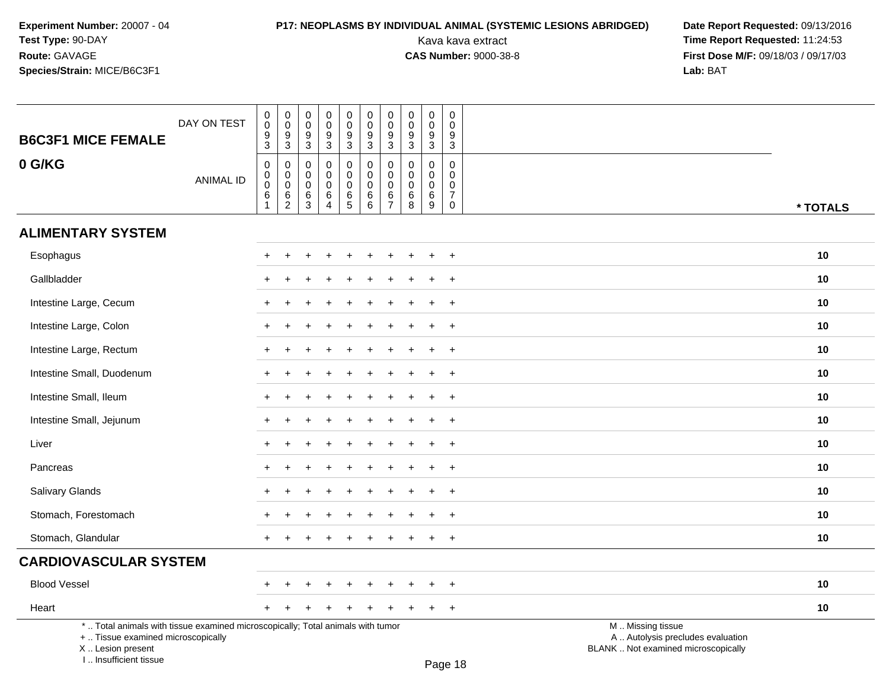**Experiment Number:** 20007 - 04
**Test Type:** 90-DAY
**Route:** GAVAGE
**Species/Strain:** MICE/B6C3F1

**P17: NEOPLASMS BY INDIVIDUAL ANIMAL (SYSTEMIC LESIONS ABRIDGED)**
Kava kava extract
**CAS Number:** 9000-38-8

**Date Report Requested:** 09/13/2016
**Time Report Requested:** 11:24:53
**First Dose M/F:** 09/18/03 / 09/17/03
**Lab:** BAT

| B6C3F1 MICE FEMALE 0 G/KG | | | | | | | | | | | |
|---|---|---|---|---|---|---|---|---|---|---|---|
| DAY ON TEST | 0093 | 0093 | 0093 | 0093 | 0093 | 0093 | 0093 | 0093 | 0093 | 0093 | |
| ANIMAL ID | 00061 | 00062 | 00063 | 00064 | 00065 | 00066 | 00067 | 00068 | 00069 | 00070 | * TOTALS |
| **ALIMENTARY SYSTEM** | | | | | | | | | | | |
| Esophagus | + | + | + | + | + | + | + | + | + | + | 10 |
| Gallbladder | + | + | + | + | + | + | + | + | + | + | 10 |
| Intestine Large, Cecum | + | + | + | + | + | + | + | + | + | + | 10 |
| Intestine Large, Colon | + | + | + | + | + | + | + | + | + | + | 10 |
| Intestine Large, Rectum | + | + | + | + | + | + | + | + | + | + | 10 |
| Intestine Small, Duodenum | + | + | + | + | + | + | + | + | + | + | 10 |
| Intestine Small, Ileum | + | + | + | + | + | + | + | + | + | + | 10 |
| Intestine Small, Jejunum | + | + | + | + | + | + | + | + | + | + | 10 |
| Liver | + | + | + | + | + | + | + | + | + | + | 10 |
| Pancreas | + | + | + | + | + | + | + | + | + | + | 10 |
| Salivary Glands | + | + | + | + | + | + | + | + | + | + | 10 |
| Stomach, Forestomach | + | + | + | + | + | + | + | + | + | + | 10 |
| Stomach, Glandular | + | + | + | + | + | + | + | + | + | + | 10 |
| **CARDIOVASCULAR SYSTEM** | | | | | | | | | | | |
| Blood Vessel | + | + | + | + | + | + | + | + | + | + | 10 |
| Heart | + | + | + | + | + | + | + | + | + | + | 10 |

* .. Total animals with tissue examined microscopically; Total animals with tumor
+ .. Tissue examined microscopically
X .. Lesion present
I .. Insufficient tissue

M .. Missing tissue
A .. Autolysis precludes evaluation
BLANK .. Not examined microscopically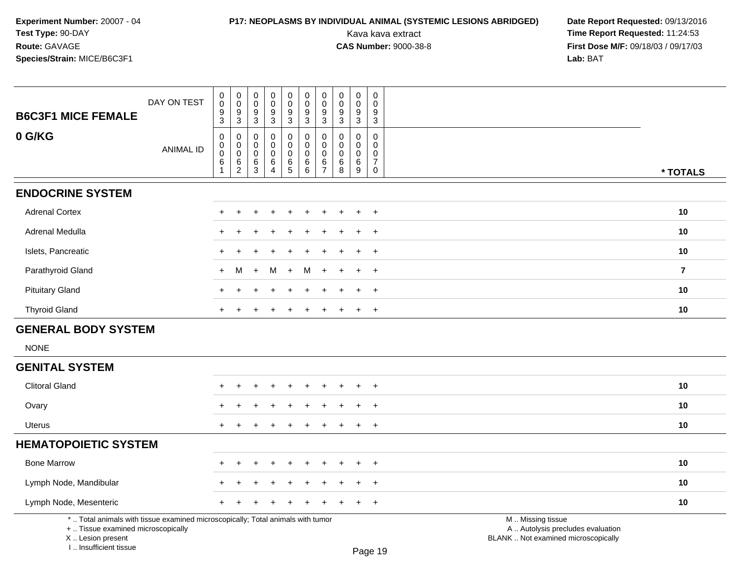**Experiment Number:** 20007 - 04
**Test Type:** 90-DAY
**Route:** GAVAGE
**Species/Strain:** MICE/B6C3F1

**P17: NEOPLASMS BY INDIVIDUAL ANIMAL (SYSTEMIC LESIONS ABRIDGED)**
Kava kava extract
**CAS Number:** 9000-38-8

**Date Report Requested:** 09/13/2016
**Time Report Requested:** 11:24:53
**First Dose M/F:** 09/18/03 / 09/17/03
**Lab:** BAT

| B6C3F1 MICE FEMALE<br>0 G/KG | | | | | | | | | | | |
|---|---|---|---|---|---|---|---|---|---|---|---|
| DAY ON TEST | 0093 | 0093 | 0093 | 0093 | 0093 | 0093 | 0093 | 0093 | 0093 | 0093 | |
| ANIMAL ID | 00061 | 00062 | 00063 | 00064 | 00065 | 00066 | 00067 | 00068 | 00069 | 00070 | * TOTALS |
| **ENDOCRINE SYSTEM** | | | | | | | | | | | |
| Adrenal Cortex | + | + | + | + | + | + | + | + | + | + | 10 |
| Adrenal Medulla | + | + | + | + | + | + | + | + | + | + | 10 |
| Islets, Pancreatic | + | + | + | + | + | + | + | + | + | + | 10 |
| Parathyroid Gland | + | M | + | M | + | M | + | + | + | + | 7 |
| Pituitary Gland | + | + | + | + | + | + | + | + | + | + | 10 |
| Thyroid Gland | + | + | + | + | + | + | + | + | + | + | 10 |
| **GENERAL BODY SYSTEM** | | | | | | | | | | | |
| NONE | | | | | | | | | | | |
| **GENITAL SYSTEM** | | | | | | | | | | | |
| Clitoral Gland | + | + | + | + | + | + | + | + | + | + | 10 |
| Ovary | + | + | + | + | + | + | + | + | + | + | 10 |
| Uterus | + | + | + | + | + | + | + | + | + | + | 10 |
| **HEMATOPOIETIC SYSTEM** | | | | | | | | | | | |
| Bone Marrow | + | + | + | + | + | + | + | + | + | + | 10 |
| Lymph Node, Mandibular | + | + | + | + | + | + | + | + | + | + | 10 |
| Lymph Node, Mesenteric | + | + | + | + | + | + | + | + | + | + | 10 |

* .. Total animals with tissue examined microscopically; Total animals with tumor
+ .. Tissue examined microscopically
X .. Lesion present
I .. Insufficient tissue

M .. Missing tissue
A .. Autolysis precludes evaluation
BLANK .. Not examined microscopically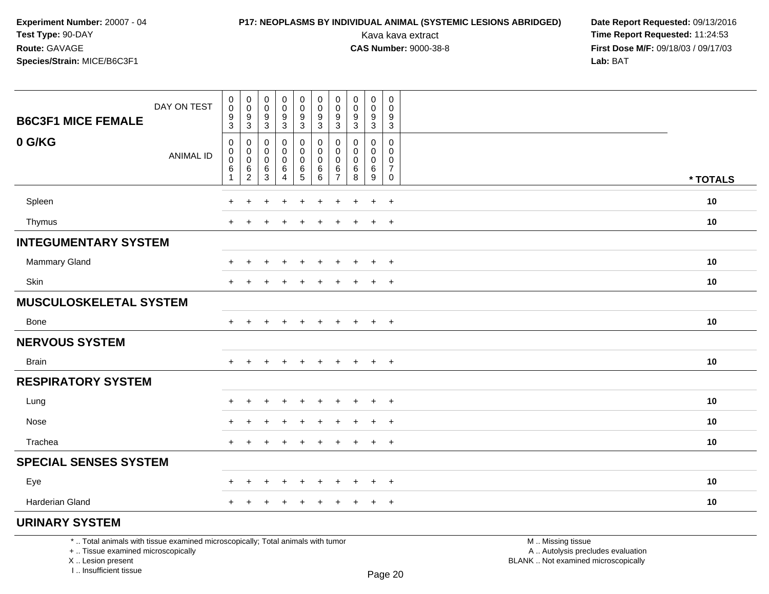Experiment Number: 20007 - 04
Test Type: 90-DAY
Route: GAVAGE
Species/Strain: MICE/B6C3F1

**P17: NEOPLASMS BY INDIVIDUAL ANIMAL (SYSTEMIC LESIONS ABRIDGED)**
Kava kava extract
**CAS Number:** 9000-38-8

Date Report Requested: 09/13/2016
Time Report Requested: 11:24:53
First Dose M/F: 09/18/03 / 09/17/03
Lab: BAT

| B6C3F1 MICE FEMALE 0 G/KG | | | | | | | | | | | |
|---|---|---|---|---|---|---|---|---|---|---|---|
| DAY ON TEST | 0093 | 0093 | 0093 | 0093 | 0093 | 0093 | 0093 | 0093 | 0093 | 0093 | |
| ANIMAL ID | 00061 | 00062 | 00063 | 00064 | 00065 | 00066 | 00067 | 00068 | 00069 | 00070 | * TOTALS |
| Spleen | + | + | + | + | + | + | + | + | + | + | 10 |
| Thymus | + | + | + | + | + | + | + | + | + | + | 10 |
| **INTEGUMENTARY SYSTEM** | | | | | | | | | | | |
| Mammary Gland | + | + | + | + | + | + | + | + | + | + | 10 |
| Skin | + | + | + | + | + | + | + | + | + | + | 10 |
| **MUSCULOSKELETAL SYSTEM** | | | | | | | | | | | |
| Bone | + | + | + | + | + | + | + | + | + | + | 10 |
| **NERVOUS SYSTEM** | | | | | | | | | | | |
| Brain | + | + | + | + | + | + | + | + | + | + | 10 |
| **RESPIRATORY SYSTEM** | | | | | | | | | | | |
| Lung | + | + | + | + | + | + | + | + | + | + | 10 |
| Nose | + | + | + | + | + | + | + | + | + | + | 10 |
| Trachea | + | + | + | + | + | + | + | + | + | + | 10 |
| **SPECIAL SENSES SYSTEM** | | | | | | | | | | | |
| Eye | + | + | + | + | + | + | + | + | + | + | 10 |
| Harderian Gland | + | + | + | + | + | + | + | + | + | + | 10 |
| **URINARY SYSTEM** | | | | | | | | | | | |

* .. Total animals with tissue examined microscopically; Total animals with tumor
+ .. Tissue examined microscopically
X .. Lesion present
I .. Insufficient tissue

M .. Missing tissue
A .. Autolysis precludes evaluation
BLANK .. Not examined microscopically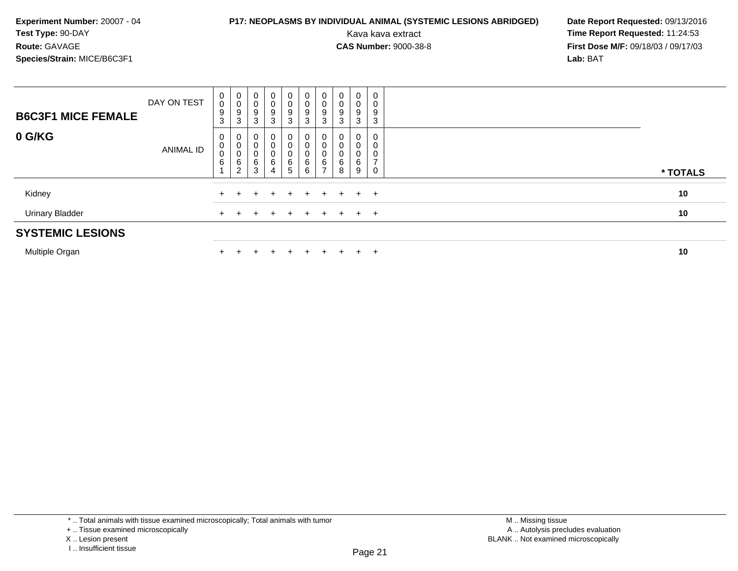**Experiment Number:** 20007 - 04
**Test Type:** 90-DAY
**Route:** GAVAGE
**Species/Strain:** MICE/B6C3F1

**P17: NEOPLASMS BY INDIVIDUAL ANIMAL (SYSTEMIC LESIONS ABRIDGED)**
Kava kava extract
**CAS Number:** 9000-38-8

**Date Report Requested:** 09/13/2016
**Time Report Requested:** 11:24:53
**First Dose M/F:** 09/18/03 / 09/17/03
**Lab:** BAT

| **B6C3F1 MICE FEMALE** DAY ON TEST | 0093 | 0093 | 0093 | 0093 | 0093 | 0093 | 0093 | 0093 | 0093 | 0093 | |
|---|---|---|---|---|---|---|---|---|---|---|---|
| **0 G/KG** ANIMAL ID | 00061 | 00062 | 00063 | 00064 | 00065 | 00066 | 00067 | 00068 | 00069 | 00070 | *** TOTALS** |
| Kidney | + | + | + | + | + | + | + | + | + | + | **10** |
| Urinary Bladder | + | + | + | + | + | + | + | + | + | + | **10** |
| **SYSTEMIC LESIONS** | | | | | | | | | | | |
| Multiple Organ | + | + | + | + | + | + | + | + | + | + | **10** |

\* .. Total animals with tissue examined microscopically; Total animals with tumor
\+ .. Tissue examined microscopically
X .. Lesion present
I .. Insufficient tissue

M .. Missing tissue
A .. Autolysis precludes evaluation
BLANK .. Not examined microscopically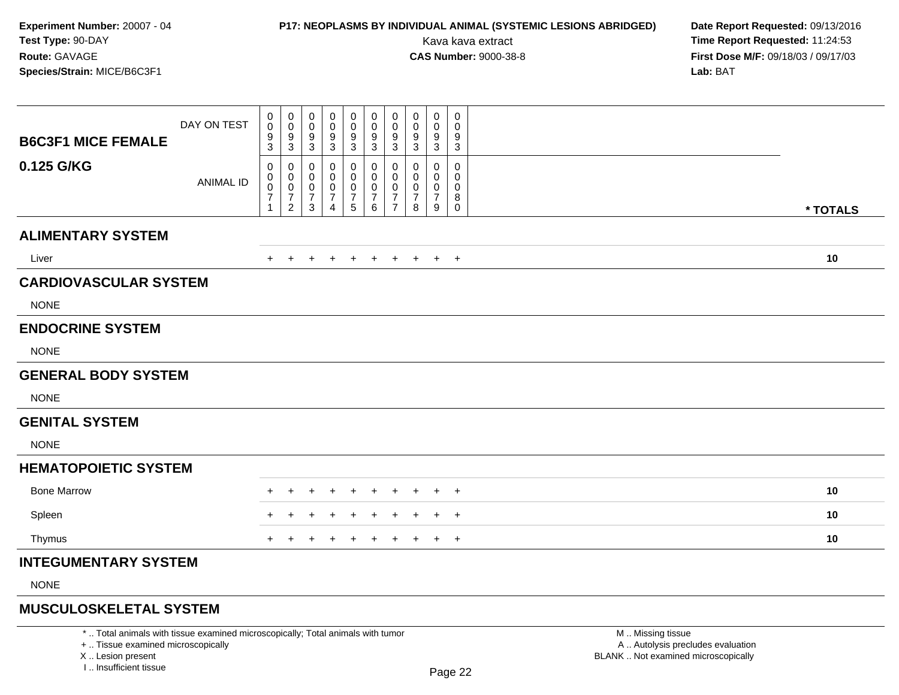**Experiment Number:** 20007 - 04
**Test Type:** 90-DAY
**Route:** GAVAGE
**Species/Strain:** MICE/B6C3F1

**P17: NEOPLASMS BY INDIVIDUAL ANIMAL (SYSTEMIC LESIONS ABRIDGED)**
Kava kava extract
**CAS Number:** 9000-38-8

**Date Report Requested:** 09/13/2016
**Time Report Requested:** 11:24:53
**First Dose M/F:** 09/18/03 / 09/17/03
**Lab:** BAT

| B6C3F1 MICE FEMALE 0.125 G/KG | | | | | | | | | | | |
|---|---|---|---|---|---|---|---|---|---|---|---|
| DAY ON TEST | 0093 | 0093 | 0093 | 0093 | 0093 | 0093 | 0093 | 0093 | 0093 | 0093 | |
| ANIMAL ID | 00071 | 00072 | 00073 | 00074 | 00075 | 00076 | 00077 | 00078 | 00079 | 00080 | * TOTALS |
| **ALIMENTARY SYSTEM** | | | | | | | | | | | |
| Liver | + | + | + | + | + | + | + | + | + | + | 10 |
| **CARDIOVASCULAR SYSTEM** | | | | | | | | | | | |
| NONE | | | | | | | | | | | |
| **ENDOCRINE SYSTEM** | | | | | | | | | | | |
| NONE | | | | | | | | | | | |
| **GENERAL BODY SYSTEM** | | | | | | | | | | | |
| NONE | | | | | | | | | | | |
| **GENITAL SYSTEM** | | | | | | | | | | | |
| NONE | | | | | | | | | | | |
| **HEMATOPOIETIC SYSTEM** | | | | | | | | | | | |
| Bone Marrow | + | + | + | + | + | + | + | + | + | + | 10 |
| Spleen | + | + | + | + | + | + | + | + | + | + | 10 |
| Thymus | + | + | + | + | + | + | + | + | + | + | 10 |
| **INTEGUMENTARY SYSTEM** | | | | | | | | | | | |
| NONE | | | | | | | | | | | |
| **MUSCULOSKELETAL SYSTEM** | | | | | | | | | | | |

* .. Total animals with tissue examined microscopically; Total animals with tumor
+ .. Tissue examined microscopically
X .. Lesion present
I .. Insufficient tissue

M .. Missing tissue
A .. Autolysis precludes evaluation
BLANK .. Not examined microscopically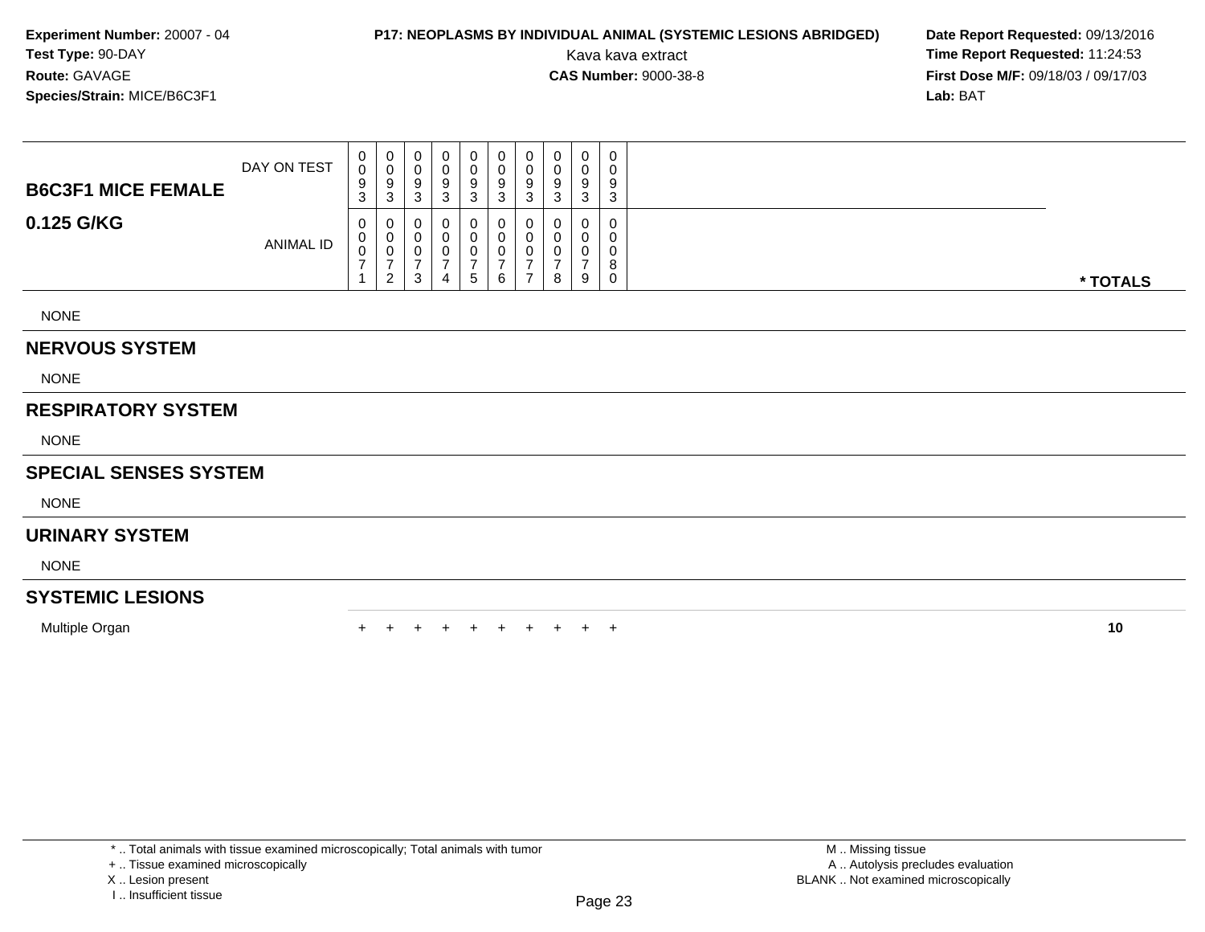**Experiment Number:** 20007 - 04
**Test Type:** 90-DAY
**Route:** GAVAGE
**Species/Strain:** MICE/B6C3F1

**P17: NEOPLASMS BY INDIVIDUAL ANIMAL (SYSTEMIC LESIONS ABRIDGED)**
Kava kava extract
**CAS Number:** 9000-38-8

**Date Report Requested:** 09/13/2016
**Time Report Requested:** 11:24:53
**First Dose M/F:** 09/18/03 / 09/17/03
**Lab:** BAT

| B6C3F1 MICE FEMALE 0.125 G/KG | | | | | | | | | | | |
|---|---|---|---|---|---|---|---|---|---|---|---|
| DAY ON TEST | 0093 | 0093 | 0093 | 0093 | 0093 | 0093 | 0093 | 0093 | 0093 | 0093 | |
| ANIMAL ID | 00071 | 00072 | 00073 | 00074 | 00075 | 00076 | 00077 | 00078 | 00079 | 00080 | * TOTALS |
| NONE | | | | | | | | | | | |
| **NERVOUS SYSTEM** | | | | | | | | | | | |
| NONE | | | | | | | | | | | |
| **RESPIRATORY SYSTEM** | | | | | | | | | | | |
| NONE | | | | | | | | | | | |
| **SPECIAL SENSES SYSTEM** | | | | | | | | | | | |
| NONE | | | | | | | | | | | |
| **URINARY SYSTEM** | | | | | | | | | | | |
| NONE | | | | | | | | | | | |
| **SYSTEMIC LESIONS** | | | | | | | | | | | |
| Multiple Organ | + | + | + | + | + | + | + | + | + | + | 10 |

* .. Total animals with tissue examined microscopically; Total animals with tumor
+ .. Tissue examined microscopically
X .. Lesion present
I .. Insufficient tissue

M .. Missing tissue
A .. Autolysis precludes evaluation
BLANK .. Not examined microscopically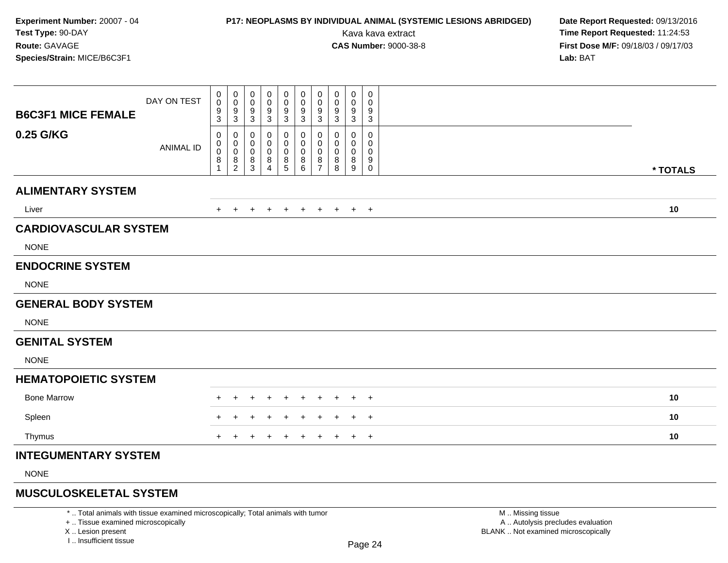**Experiment Number:** 20007 - 04
**Test Type:** 90-DAY
**Route:** GAVAGE
**Species/Strain:** MICE/B6C3F1

**P17: NEOPLASMS BY INDIVIDUAL ANIMAL (SYSTEMIC LESIONS ABRIDGED)**
Kava kava extract
**CAS Number:** 9000-38-8

**Date Report Requested:** 09/13/2016
**Time Report Requested:** 11:24:53
**First Dose M/F:** 09/18/03 / 09/17/03
**Lab:** BAT

| B6C3F1 MICE FEMALE 0.25 G/KG | | | | | | | | | | | |
|---|---|---|---|---|---|---|---|---|---|---|---|
| DAY ON TEST | 0093 | 0093 | 0093 | 0093 | 0093 | 0093 | 0093 | 0093 | 0093 | 0093 | |
| ANIMAL ID | 00081 | 00082 | 00083 | 00084 | 00085 | 00086 | 00087 | 00088 | 00089 | 00090 | * TOTALS |
| **ALIMENTARY SYSTEM** | | | | | | | | | | | |
| Liver | + | + | + | + | + | + | + | + | + | + | 10 |
| **CARDIOVASCULAR SYSTEM** | | | | | | | | | | | |
| NONE | | | | | | | | | | | |
| **ENDOCRINE SYSTEM** | | | | | | | | | | | |
| NONE | | | | | | | | | | | |
| **GENERAL BODY SYSTEM** | | | | | | | | | | | |
| NONE | | | | | | | | | | | |
| **GENITAL SYSTEM** | | | | | | | | | | | |
| NONE | | | | | | | | | | | |
| **HEMATOPOIETIC SYSTEM** | | | | | | | | | | | |
| Bone Marrow | + | + | + | + | + | + | + | + | + | + | 10 |
| Spleen | + | + | + | + | + | + | + | + | + | + | 10 |
| Thymus | + | + | + | + | + | + | + | + | + | + | 10 |
| **INTEGUMENTARY SYSTEM** | | | | | | | | | | | |
| NONE | | | | | | | | | | | |
| **MUSCULOSKELETAL SYSTEM** | | | | | | | | | | | |

\* .. Total animals with tissue examined microscopically; Total animals with tumor
\+ .. Tissue examined microscopically
X .. Lesion present
I .. Insufficient tissue

M .. Missing tissue
A .. Autolysis precludes evaluation
BLANK .. Not examined microscopically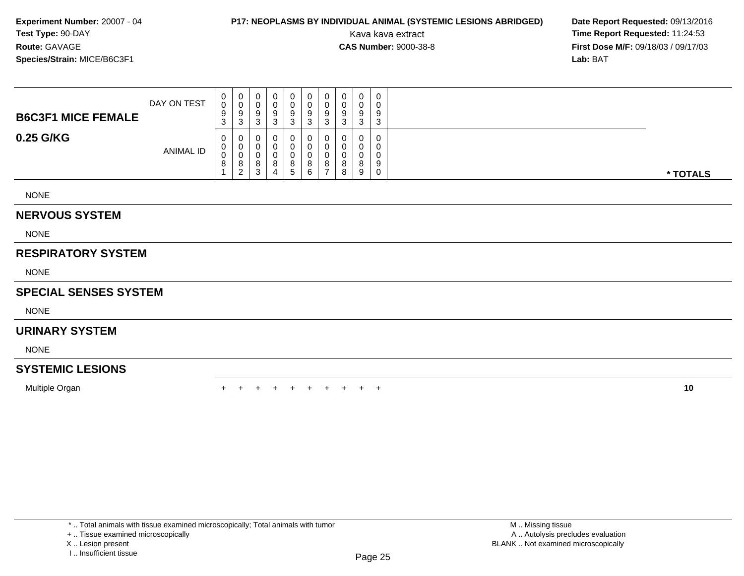**Experiment Number:** 20007 - 04
**Test Type:** 90-DAY
**Route:** GAVAGE
**Species/Strain:** MICE/B6C3F1

**P17: NEOPLASMS BY INDIVIDUAL ANIMAL (SYSTEMIC LESIONS ABRIDGED)**
Kava kava extract
**CAS Number:** 9000-38-8

**Date Report Requested:** 09/13/2016
**Time Report Requested:** 11:24:53
**First Dose M/F:** 09/18/03 / 09/17/03
**Lab:** BAT

| B6C3F1 MICE FEMALE 0.25 G/KG | | | | | | | | | | | |
|---|---|---|---|---|---|---|---|---|---|---|---|
| DAY ON TEST | 0093 | 0093 | 0093 | 0093 | 0093 | 0093 | 0093 | 0093 | 0093 | 0093 | |
| ANIMAL ID | 00081 | 00082 | 00083 | 00084 | 00085 | 00086 | 00087 | 00088 | 00089 | 00090 | * TOTALS |
| NONE | | | | | | | | | | | |
| **NERVOUS SYSTEM** | | | | | | | | | | | |
| NONE | | | | | | | | | | | |
| **RESPIRATORY SYSTEM** | | | | | | | | | | | |
| NONE | | | | | | | | | | | |
| **SPECIAL SENSES SYSTEM** | | | | | | | | | | | |
| NONE | | | | | | | | | | | |
| **URINARY SYSTEM** | | | | | | | | | | | |
| NONE | | | | | | | | | | | |
| **SYSTEMIC LESIONS** | | | | | | | | | | | |
| Multiple Organ | + | + | + | + | + | + | + | + | + | + | 10 |

* .. Total animals with tissue examined microscopically; Total animals with tumor
+ .. Tissue examined microscopically
X .. Lesion present
I .. Insufficient tissue

M .. Missing tissue
A .. Autolysis precludes evaluation
BLANK .. Not examined microscopically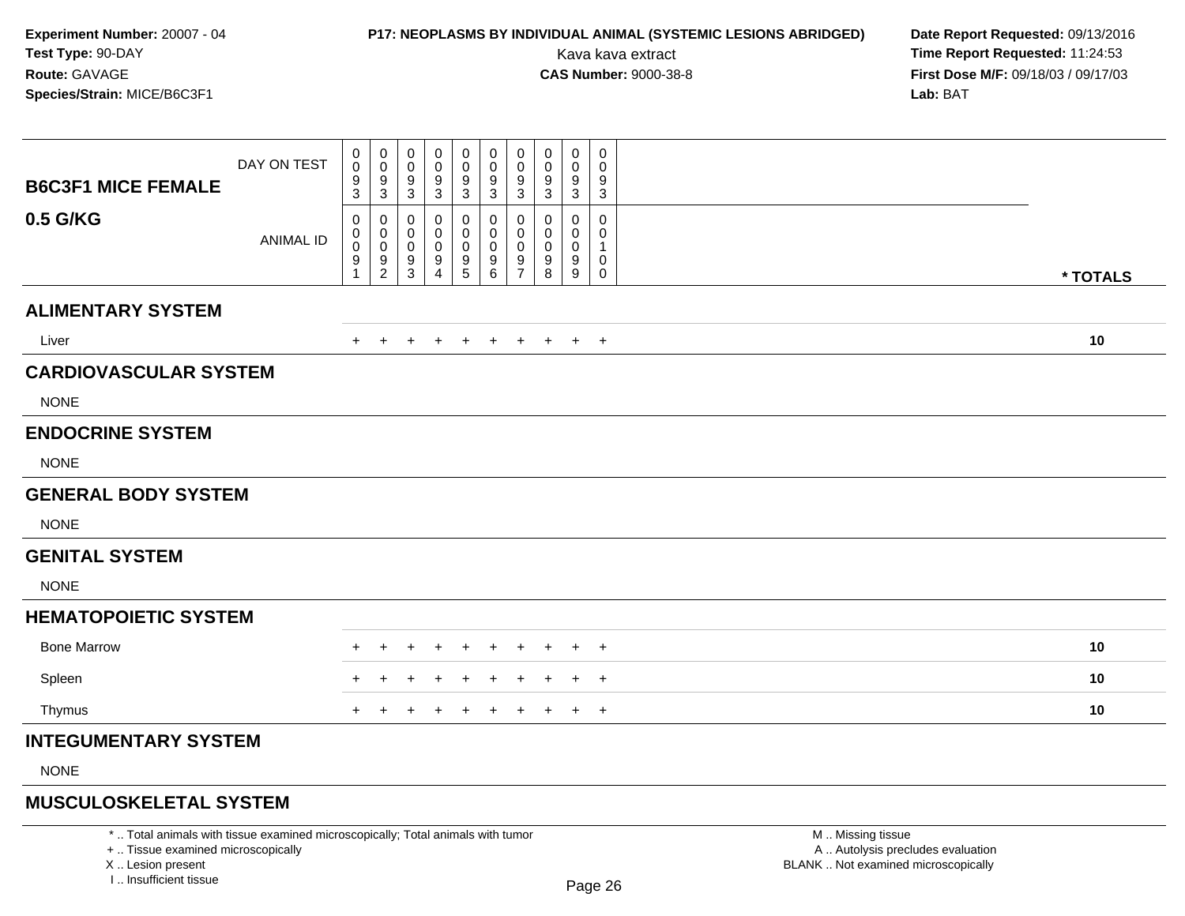**Experiment Number:** 20007 - 04
**Test Type:** 90-DAY
**Route:** GAVAGE
**Species/Strain:** MICE/B6C3F1

**P17: NEOPLASMS BY INDIVIDUAL ANIMAL (SYSTEMIC LESIONS ABRIDGED)**
Kava kava extract
**CAS Number:** 9000-38-8

**Date Report Requested:** 09/13/2016
**Time Report Requested:** 11:24:53
**First Dose M/F:** 09/18/03 / 09/17/03
**Lab:** BAT

| B6C3F1 MICE FEMALE 0.5 G/KG | | | | | | | | | | | |
|---|---|---|---|---|---|---|---|---|---|---|---|
| DAY ON TEST | 0093 | 0093 | 0093 | 0093 | 0093 | 0093 | 0093 | 0093 | 0093 | 0093 | |
| ANIMAL ID | 00091 | 00092 | 00093 | 00094 | 00095 | 00096 | 00097 | 00098 | 00099 | 00100 | * TOTALS |
| **ALIMENTARY SYSTEM** | | | | | | | | | | | |
| Liver | + | + | + | + | + | + | + | + | + | + | 10 |
| **CARDIOVASCULAR SYSTEM** | | | | | | | | | | | |
| NONE | | | | | | | | | | | |
| **ENDOCRINE SYSTEM** | | | | | | | | | | | |
| NONE | | | | | | | | | | | |
| **GENERAL BODY SYSTEM** | | | | | | | | | | | |
| NONE | | | | | | | | | | | |
| **GENITAL SYSTEM** | | | | | | | | | | | |
| NONE | | | | | | | | | | | |
| **HEMATOPOIETIC SYSTEM** | | | | | | | | | | | |
| Bone Marrow | + | + | + | + | + | + | + | + | + | + | 10 |
| Spleen | + | + | + | + | + | + | + | + | + | + | 10 |
| Thymus | + | + | + | + | + | + | + | + | + | + | 10 |
| **INTEGUMENTARY SYSTEM** | | | | | | | | | | | |
| NONE | | | | | | | | | | | |
| **MUSCULOSKELETAL SYSTEM** | | | | | | | | | | | |

* .. Total animals with tissue examined microscopically; Total animals with tumor
+ .. Tissue examined microscopically
X .. Lesion present
I .. Insufficient tissue

M .. Missing tissue
A .. Autolysis precludes evaluation
BLANK .. Not examined microscopically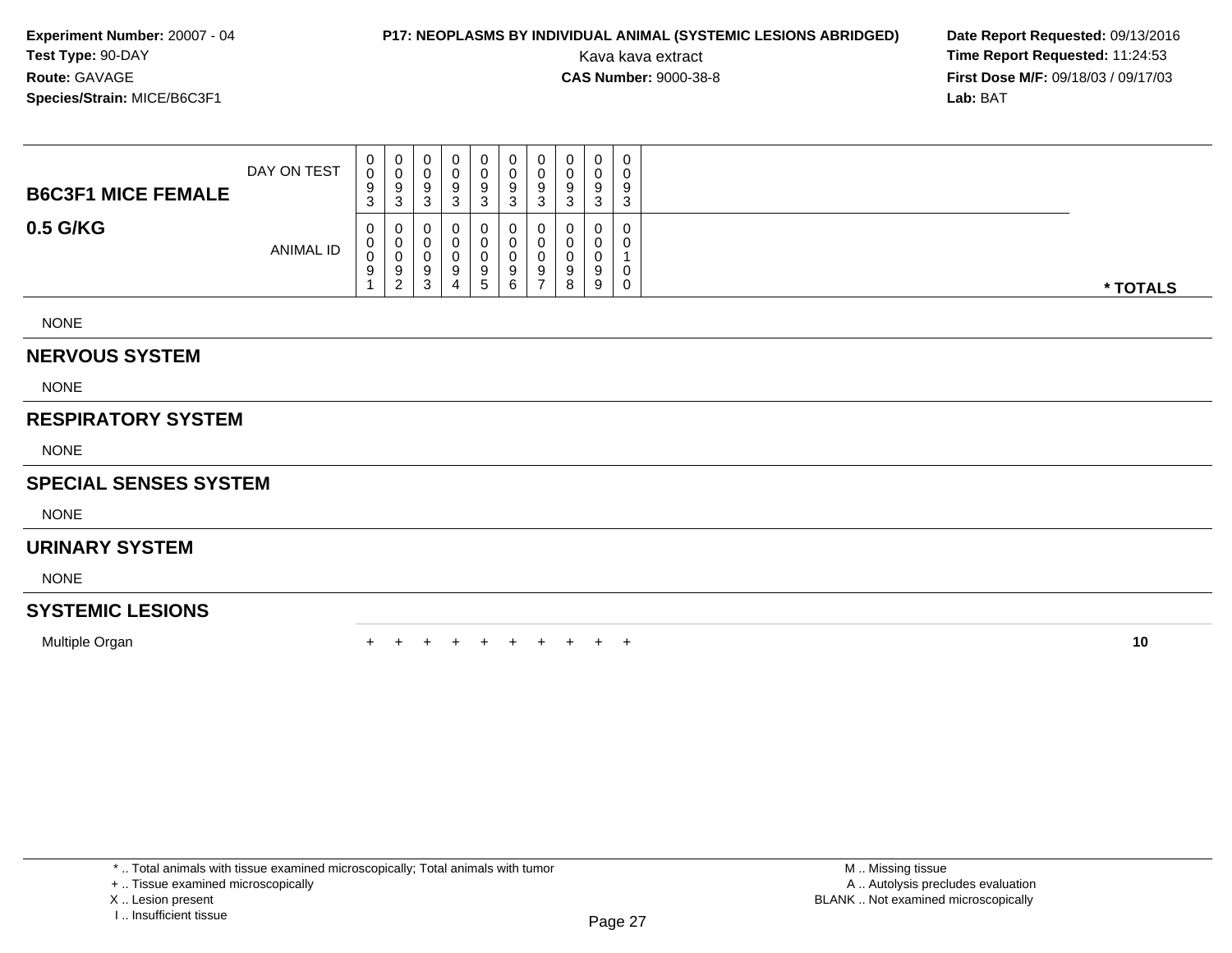**Experiment Number:** 20007 - 04
**Test Type:** 90-DAY
**Route:** GAVAGE
**Species/Strain:** MICE/B6C3F1

**P17: NEOPLASMS BY INDIVIDUAL ANIMAL (SYSTEMIC LESIONS ABRIDGED)**
Kava kava extract
**CAS Number:** 9000-38-8

**Date Report Requested:** 09/13/2016
**Time Report Requested:** 11:24:53
**First Dose M/F:** 09/18/03 / 09/17/03
**Lab:** BAT

| B6C3F1 MICE FEMALE 0.5 G/KG | | | | | | | | | | | |
|---|---|---|---|---|---|---|---|---|---|---|---|
| DAY ON TEST | 0093 | 0093 | 0093 | 0093 | 0093 | 0093 | 0093 | 0093 | 0093 | 0093 | |
| ANIMAL ID | 00091 | 00092 | 00093 | 00094 | 00095 | 00096 | 00097 | 00098 | 00099 | 00100 | * TOTALS |
| NONE | | | | | | | | | | | |
| **NERVOUS SYSTEM** | | | | | | | | | | | |
| NONE | | | | | | | | | | | |
| **RESPIRATORY SYSTEM** | | | | | | | | | | | |
| NONE | | | | | | | | | | | |
| **SPECIAL SENSES SYSTEM** | | | | | | | | | | | |
| NONE | | | | | | | | | | | |
| **URINARY SYSTEM** | | | | | | | | | | | |
| NONE | | | | | | | | | | | |
| **SYSTEMIC LESIONS** | | | | | | | | | | | |
| Multiple Organ | + | + | + | + | + | + | + | + | + | + | 10 |

* .. Total animals with tissue examined microscopically; Total animals with tumor
+ .. Tissue examined microscopically
X .. Lesion present
I .. Insufficient tissue

M .. Missing tissue
A .. Autolysis precludes evaluation
BLANK .. Not examined microscopically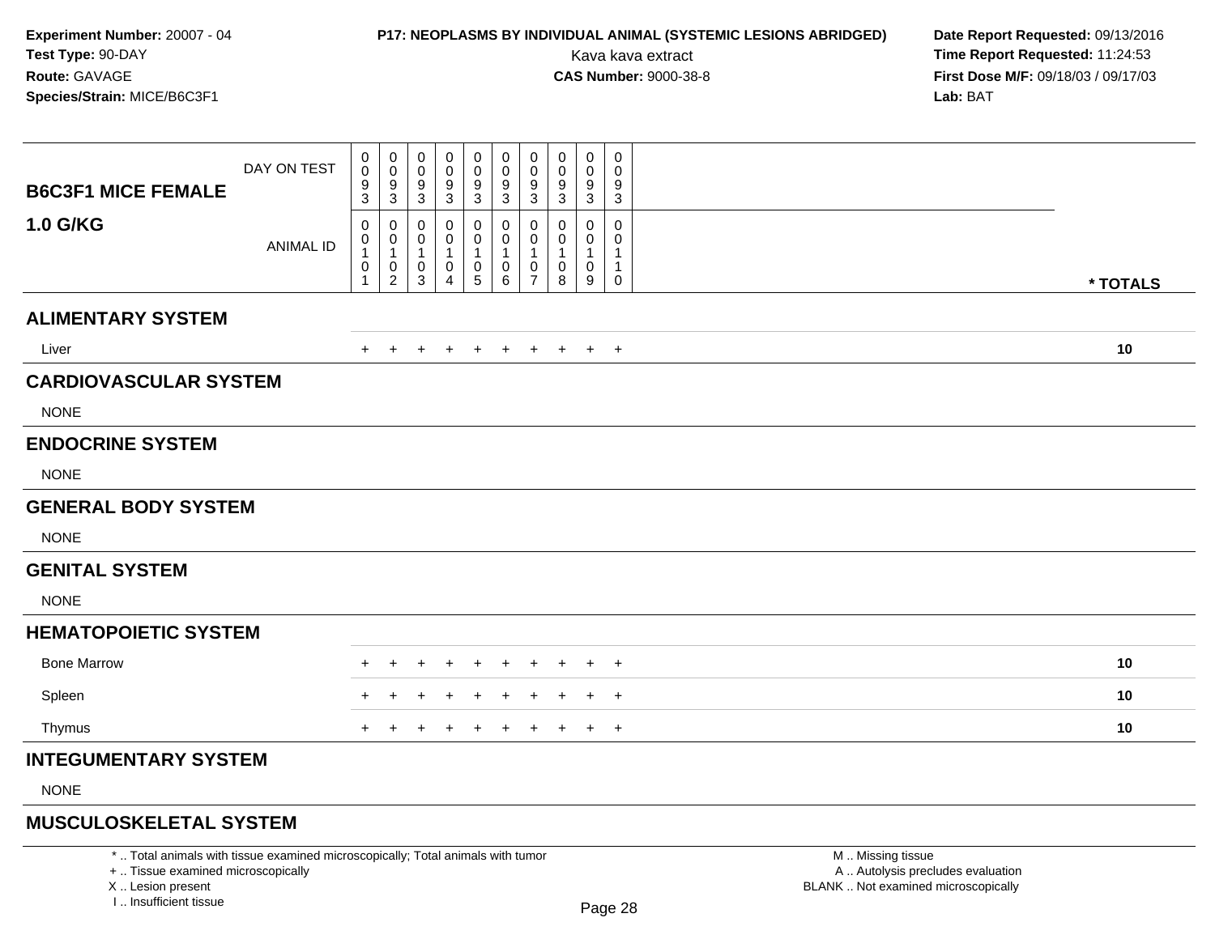**Experiment Number:** 20007 - 04
**Test Type:** 90-DAY
**Route:** GAVAGE
**Species/Strain:** MICE/B6C3F1

**P17: NEOPLASMS BY INDIVIDUAL ANIMAL (SYSTEMIC LESIONS ABRIDGED)**
Kava kava extract
**CAS Number:** 9000-38-8

**Date Report Requested:** 09/13/2016
**Time Report Requested:** 11:24:53
**First Dose M/F:** 09/18/03 / 09/17/03
**Lab:** BAT

| B6C3F1 MICE FEMALE 1.0 G/KG | | | | | | | | | | | |
|---|---|---|---|---|---|---|---|---|---|---|---|
| DAY ON TEST | 0093 | 0093 | 0093 | 0093 | 0093 | 0093 | 0093 | 0093 | 0093 | 0093 | |
| ANIMAL ID | 00101 | 00102 | 00103 | 00104 | 00105 | 00106 | 00107 | 00108 | 00109 | 00110 | * TOTALS |
| **ALIMENTARY SYSTEM** | | | | | | | | | | | |
| Liver | + | + | + | + | + | + | + | + | + | + | 10 |
| **CARDIOVASCULAR SYSTEM** | | | | | | | | | | | |
| NONE | | | | | | | | | | | |
| **ENDOCRINE SYSTEM** | | | | | | | | | | | |
| NONE | | | | | | | | | | | |
| **GENERAL BODY SYSTEM** | | | | | | | | | | | |
| NONE | | | | | | | | | | | |
| **GENITAL SYSTEM** | | | | | | | | | | | |
| NONE | | | | | | | | | | | |
| **HEMATOPOIETIC SYSTEM** | | | | | | | | | | | |
| Bone Marrow | + | + | + | + | + | + | + | + | + | + | 10 |
| Spleen | + | + | + | + | + | + | + | + | + | + | 10 |
| Thymus | + | + | + | + | + | + | + | + | + | + | 10 |
| **INTEGUMENTARY SYSTEM** | | | | | | | | | | | |
| NONE | | | | | | | | | | | |
| **MUSCULOSKELETAL SYSTEM** | | | | | | | | | | | |

* .. Total animals with tissue examined microscopically; Total animals with tumor
+ .. Tissue examined microscopically
X .. Lesion present
I .. Insufficient tissue

M .. Missing tissue
A .. Autolysis precludes evaluation
BLANK .. Not examined microscopically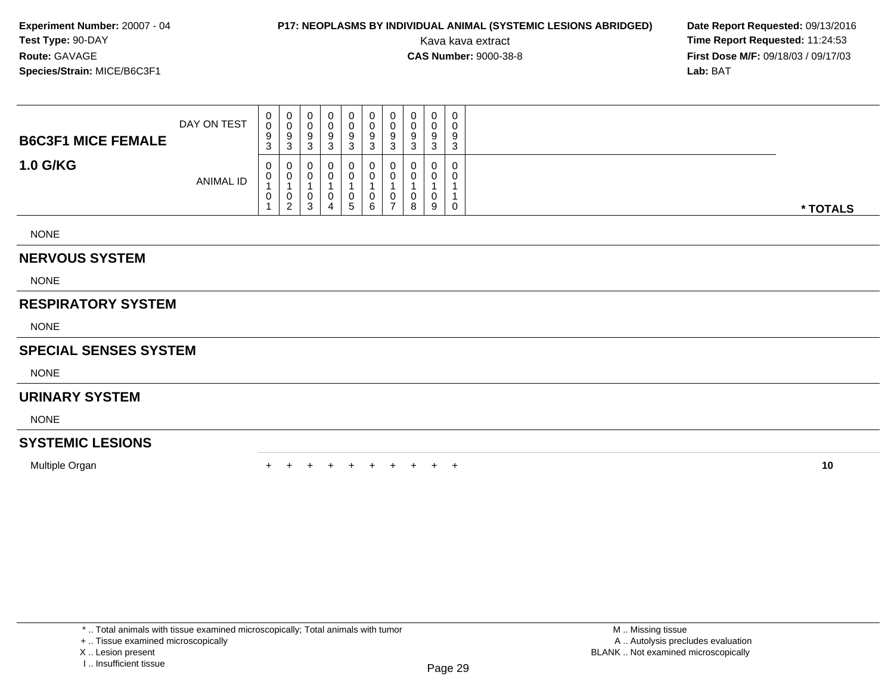**Experiment Number:** 20007 - 04
**Test Type:** 90-DAY
**Route:** GAVAGE
**Species/Strain:** MICE/B6C3F1

**P17: NEOPLASMS BY INDIVIDUAL ANIMAL (SYSTEMIC LESIONS ABRIDGED)**
Kava kava extract
**CAS Number:** 9000-38-8

**Date Report Requested:** 09/13/2016
**Time Report Requested:** 11:24:53
**First Dose M/F:** 09/18/03 / 09/17/03
**Lab:** BAT

| B6C3F1 MICE FEMALE 1.0 G/KG | | | | | | | | | | | |
|---|---|---|---|---|---|---|---|---|---|---|---|
| DAY ON TEST | 0093 | 0093 | 0093 | 0093 | 0093 | 0093 | 0093 | 0093 | 0093 | 0093 | |
| ANIMAL ID | 00101 | 00102 | 00103 | 00104 | 00105 | 00106 | 00107 | 00108 | 00109 | 00110 | * TOTALS |
| NONE | | | | | | | | | | | |
| **NERVOUS SYSTEM** | | | | | | | | | | | |
| NONE | | | | | | | | | | | |
| **RESPIRATORY SYSTEM** | | | | | | | | | | | |
| NONE | | | | | | | | | | | |
| **SPECIAL SENSES SYSTEM** | | | | | | | | | | | |
| NONE | | | | | | | | | | | |
| **URINARY SYSTEM** | | | | | | | | | | | |
| NONE | | | | | | | | | | | |
| **SYSTEMIC LESIONS** | | | | | | | | | | | |
| Multiple Organ | + | + | + | + | + | + | + | + | + | + | 10 |

* .. Total animals with tissue examined microscopically; Total animals with tumor
+ .. Tissue examined microscopically
X .. Lesion present
I .. Insufficient tissue

M .. Missing tissue
A .. Autolysis precludes evaluation
BLANK .. Not examined microscopically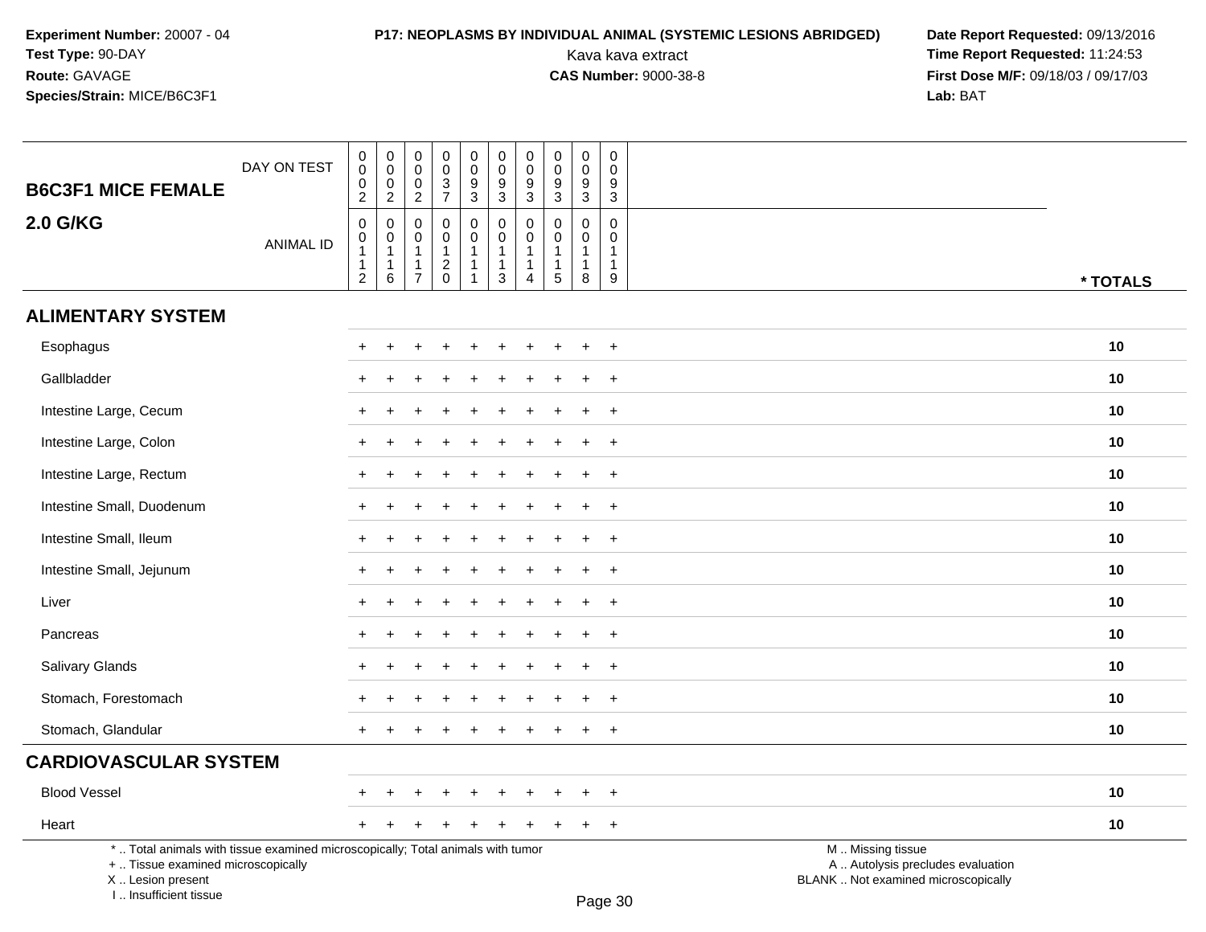**Experiment Number:** 20007 - 04
**Test Type:** 90-DAY
**Route:** GAVAGE
**Species/Strain:** MICE/B6C3F1

**P17: NEOPLASMS BY INDIVIDUAL ANIMAL (SYSTEMIC LESIONS ABRIDGED)**
Kava kava extract
**CAS Number:** 9000-38-8

**Date Report Requested:** 09/13/2016
**Time Report Requested:** 11:24:53
**First Dose M/F:** 09/18/03 / 09/17/03
**Lab:** BAT

| B6C3F1 MICE FEMALE 2.0 G/KG | | | | | | | | | | | |
|---|---|---|---|---|---|---|---|---|---|---|---|
| DAY ON TEST | 0002 | 0002 | 0002 | 0037 | 0093 | 0093 | 0093 | 0093 | 0093 | 0093 | |
| ANIMAL ID | 00112 | 00116 | 00117 | 00120 | 00111 | 00113 | 00114 | 00115 | 00118 | 00119 | * TOTALS |
| **ALIMENTARY SYSTEM** | | | | | | | | | | | |
| Esophagus | + | + | + | + | + | + | + | + | + | + | 10 |
| Gallbladder | + | + | + | + | + | + | + | + | + | + | 10 |
| Intestine Large, Cecum | + | + | + | + | + | + | + | + | + | + | 10 |
| Intestine Large, Colon | + | + | + | + | + | + | + | + | + | + | 10 |
| Intestine Large, Rectum | + | + | + | + | + | + | + | + | + | + | 10 |
| Intestine Small, Duodenum | + | + | + | + | + | + | + | + | + | + | 10 |
| Intestine Small, Ileum | + | + | + | + | + | + | + | + | + | + | 10 |
| Intestine Small, Jejunum | + | + | + | + | + | + | + | + | + | + | 10 |
| Liver | + | + | + | + | + | + | + | + | + | + | 10 |
| Pancreas | + | + | + | + | + | + | + | + | + | + | 10 |
| Salivary Glands | + | + | + | + | + | + | + | + | + | + | 10 |
| Stomach, Forestomach | + | + | + | + | + | + | + | + | + | + | 10 |
| Stomach, Glandular | + | + | + | + | + | + | + | + | + | + | 10 |
| **CARDIOVASCULAR SYSTEM** | | | | | | | | | | | |
| Blood Vessel | + | + | + | + | + | + | + | + | + | + | 10 |
| Heart | + | + | + | + | + | + | + | + | + | + | 10 |

* .. Total animals with tissue examined microscopically; Total animals with tumor
+ .. Tissue examined microscopically
X .. Lesion present
I .. Insufficient tissue

M .. Missing tissue
A .. Autolysis precludes evaluation
BLANK .. Not examined microscopically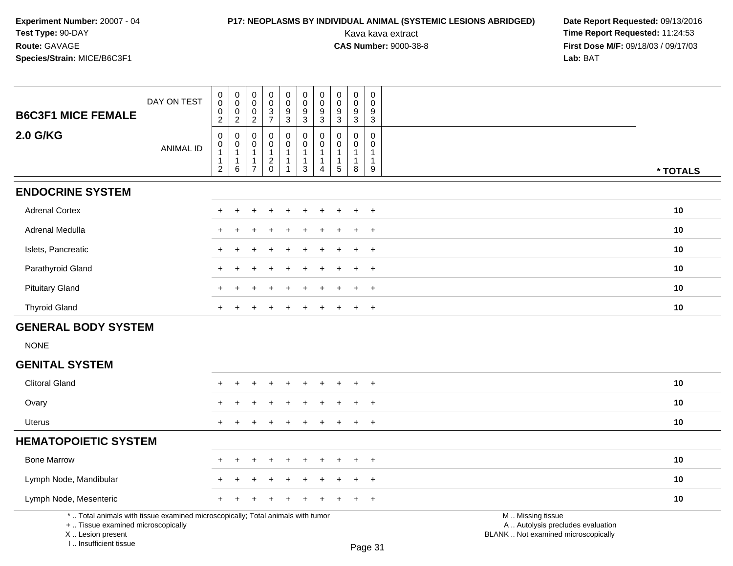**Experiment Number:** 20007 - 04
**Test Type:** 90-DAY
**Route:** GAVAGE
**Species/Strain:** MICE/B6C3F1

**P17: NEOPLASMS BY INDIVIDUAL ANIMAL (SYSTEMIC LESIONS ABRIDGED)**
Kava kava extract
**CAS Number:** 9000-38-8

**Date Report Requested:** 09/13/2016
**Time Report Requested:** 11:24:53
**First Dose M/F:** 09/18/03 / 09/17/03
**Lab:** BAT

| B6C3F1 MICE FEMALE 2.0 G/KG | | | | | | | | | | | |
|---|---|---|---|---|---|---|---|---|---|---|---|
| DAY ON TEST | 0002 | 0002 | 0002 | 0037 | 0093 | 0093 | 0093 | 0093 | 0093 | 0093 | |
| ANIMAL ID | 00112 | 00116 | 00117 | 00120 | 00111 | 00113 | 00114 | 00115 | 00118 | 00119 | * TOTALS |
| **ENDOCRINE SYSTEM** | | | | | | | | | | | |
| Adrenal Cortex | + | + | + | + | + | + | + | + | + | + | 10 |
| Adrenal Medulla | + | + | + | + | + | + | + | + | + | + | 10 |
| Islets, Pancreatic | + | + | + | + | + | + | + | + | + | + | 10 |
| Parathyroid Gland | + | + | + | + | + | + | + | + | + | + | 10 |
| Pituitary Gland | + | + | + | + | + | + | + | + | + | + | 10 |
| Thyroid Gland | + | + | + | + | + | + | + | + | + | + | 10 |
| **GENERAL BODY SYSTEM** | | | | | | | | | | | |
| NONE | | | | | | | | | | | |
| **GENITAL SYSTEM** | | | | | | | | | | | |
| Clitoral Gland | + | + | + | + | + | + | + | + | + | + | 10 |
| Ovary | + | + | + | + | + | + | + | + | + | + | 10 |
| Uterus | + | + | + | + | + | + | + | + | + | + | 10 |
| **HEMATOPOIETIC SYSTEM** | | | | | | | | | | | |
| Bone Marrow | + | + | + | + | + | + | + | + | + | + | 10 |
| Lymph Node, Mandibular | + | + | + | + | + | + | + | + | + | + | 10 |
| Lymph Node, Mesenteric | + | + | + | + | + | + | + | + | + | + | 10 |

* .. Total animals with tissue examined microscopically; Total animals with tumor
+ .. Tissue examined microscopically
X .. Lesion present
I .. Insufficient tissue

M .. Missing tissue
A .. Autolysis precludes evaluation
BLANK .. Not examined microscopically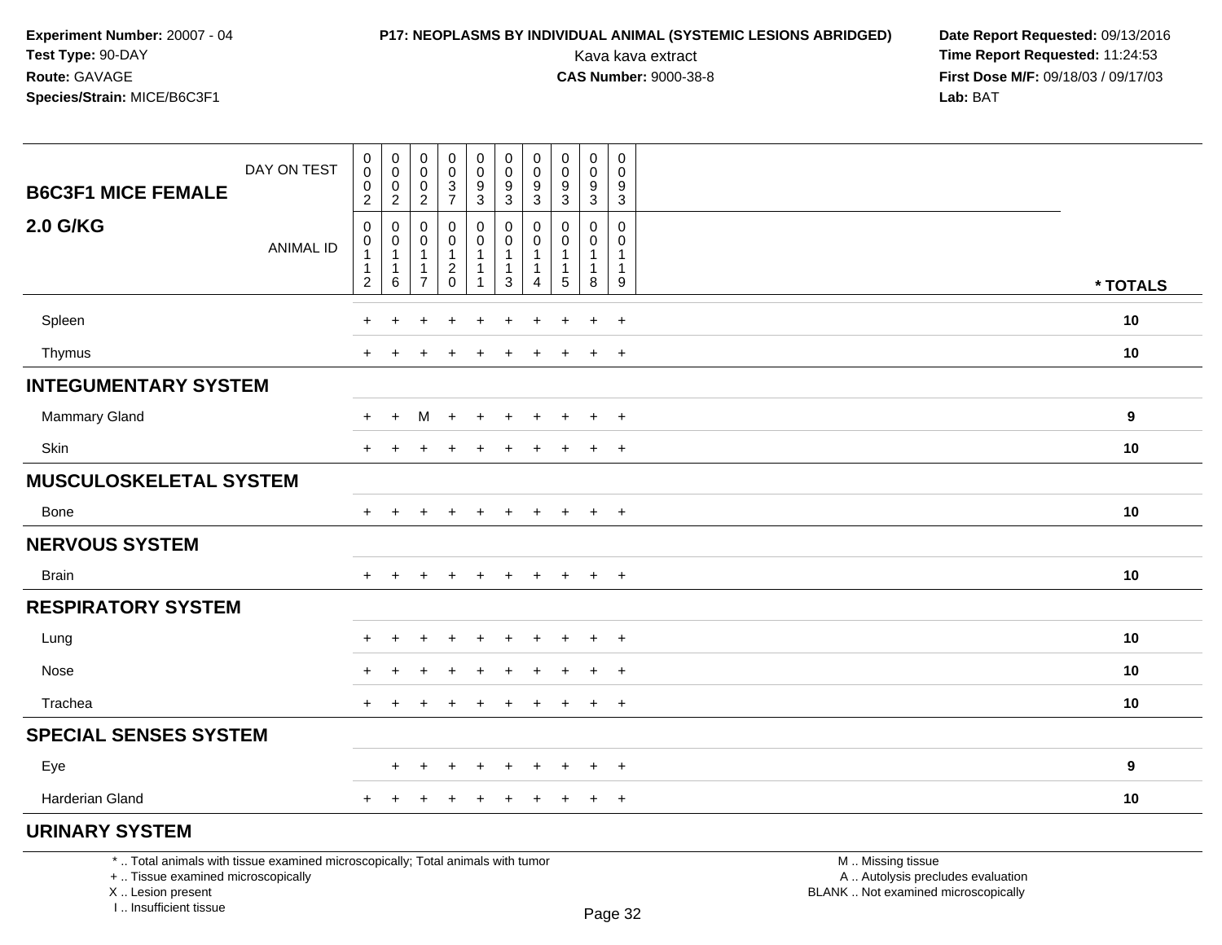**Experiment Number:** 20007 - 04
**Test Type:** 90-DAY
**Route:** GAVAGE
**Species/Strain:** MICE/B6C3F1

**P17: NEOPLASMS BY INDIVIDUAL ANIMAL (SYSTEMIC LESIONS ABRIDGED)**
Kava kava extract
**CAS Number:** 9000-38-8

**Date Report Requested:** 09/13/2016
**Time Report Requested:** 11:24:53
**First Dose M/F:** 09/18/03 / 09/17/03
**Lab:** BAT

| B6C3F1 MICE FEMALE 2.0 G/KG | | | | | | | | | | | |
|---|---|---|---|---|---|---|---|---|---|---|---|
| DAY ON TEST | 0002 | 0002 | 0002 | 0037 | 0093 | 0093 | 0093 | 0093 | 0093 | 0093 | |
| ANIMAL ID | 00112 | 00116 | 00117 | 00120 | 00111 | 00113 | 00114 | 00115 | 00118 | 00119 | * TOTALS |
| Spleen | + | + | + | + | + | + | + | + | + | + | 10 |
| Thymus | + | + | + | + | + | + | + | + | + | + | 10 |
| **INTEGUMENTARY SYSTEM** | | | | | | | | | | | |
| Mammary Gland | + | + | M | + | + | + | + | + | + | + | 9 |
| Skin | + | + | + | + | + | + | + | + | + | + | 10 |
| **MUSCULOSKELETAL SYSTEM** | | | | | | | | | | | |
| Bone | + | + | + | + | + | + | + | + | + | + | 10 |
| **NERVOUS SYSTEM** | | | | | | | | | | | |
| Brain | + | + | + | + | + | + | + | + | + | + | 10 |
| **RESPIRATORY SYSTEM** | | | | | | | | | | | |
| Lung | + | + | + | + | + | + | + | + | + | + | 10 |
| Nose | + | + | + | + | + | + | + | + | + | + | 10 |
| Trachea | + | + | + | + | + | + | + | + | + | + | 10 |
| **SPECIAL SENSES SYSTEM** | | | | | | | | | | | |
| Eye | | + | + | + | + | + | + | + | + | + | 9 |
| Harderian Gland | + | + | + | + | + | + | + | + | + | + | 10 |
| **URINARY SYSTEM** | | | | | | | | | | | |

* .. Total animals with tissue examined microscopically; Total animals with tumor
+ .. Tissue examined microscopically
X .. Lesion present
I .. Insufficient tissue

M .. Missing tissue
A .. Autolysis precludes evaluation
BLANK .. Not examined microscopically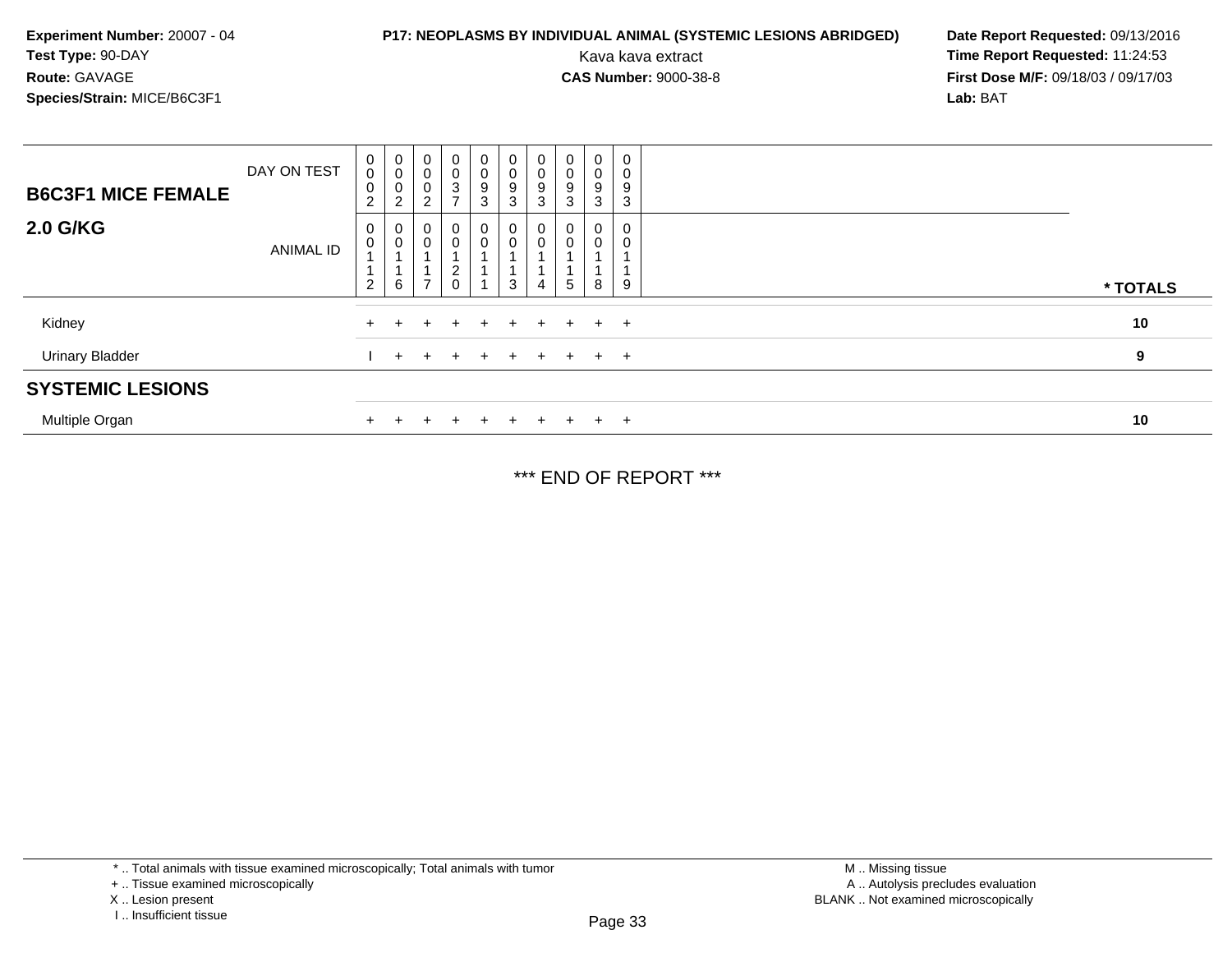**Experiment Number:** 20007 - 04
**Test Type:** 90-DAY
**Route:** GAVAGE
**Species/Strain:** MICE/B6C3F1

**P17: NEOPLASMS BY INDIVIDUAL ANIMAL (SYSTEMIC LESIONS ABRIDGED)**
Kava kava extract
**CAS Number:** 9000-38-8

**Date Report Requested:** 09/13/2016
**Time Report Requested:** 11:24:53
**First Dose M/F:** 09/18/03 / 09/17/03
**Lab:** BAT

| **B6C3F1 MICE FEMALE** DAY ON TEST | 0002 | 0002 | 0002 | 0037 | 0093 | 0093 | 0093 | 0093 | 0093 | 0093 | |
|---|---|---|---|---|---|---|---|---|---|---|---|
| **2.0 G/KG** ANIMAL ID | 00112 | 00116 | 00117 | 00120 | 00111 | 00113 | 00114 | 00115 | 00118 | 00119 | *** TOTALS** |
| Kidney | + | + | + | + | + | + | + | + | + | + | **10** |
| Urinary Bladder | I | + | + | + | + | + | + | + | + | + | **9** |
| **SYSTEMIC LESIONS** | | | | | | | | | | | |
| Multiple Organ | + | + | + | + | + | + | + | + | + | + | **10** |

*** END OF REPORT ***

* .. Total animals with tissue examined microscopically; Total animals with tumor
+ .. Tissue examined microscopically
X .. Lesion present
I .. Insufficient tissue

M .. Missing tissue
A .. Autolysis precludes evaluation
BLANK .. Not examined microscopically